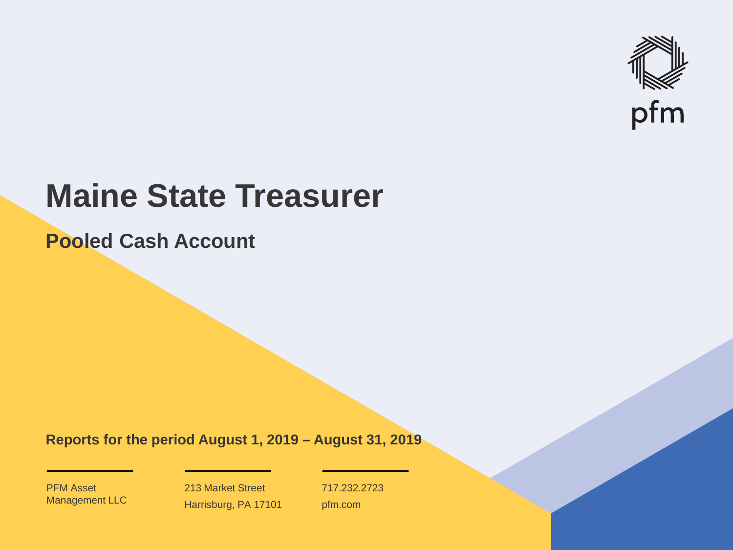pfm

# Maine State Treasurer

## Pooled Cash Account

**Reports for the period August 1, 2019 – August 31, 2019**

PFM Asset Management LLC

213 Market Street
Harrisburg, PA 17101

717.232.2723
pfm.com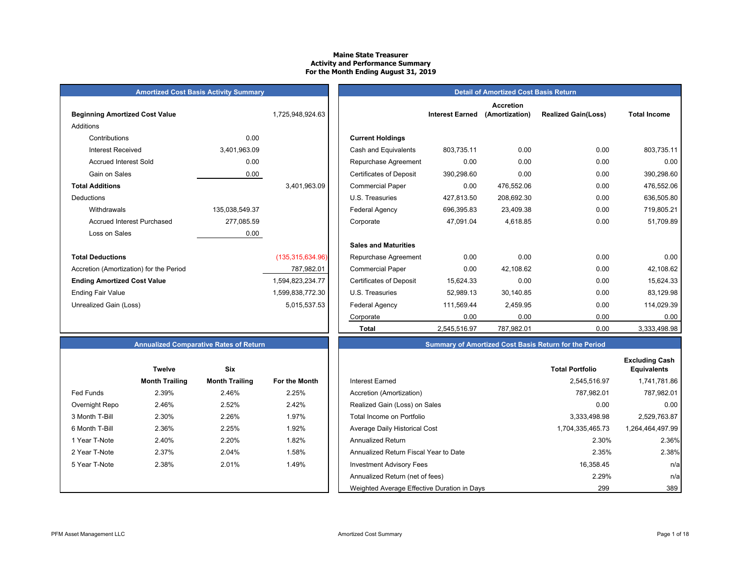# Maine State Treasurer
## Activity and Performance Summary
### For the Month Ending August 31, 2019

**Amortized Cost Basis Activity Summary**

| | | |
|---|---|---|
| **Beginning Amortized Cost Value** | | 1,725,948,924.63 |
| Additions | | |
| Contributions | 0.00 | |
| Interest Received | 3,401,963.09 | |
| Accrued Interest Sold | 0.00 | |
| Gain on Sales | 0.00 | |
| **Total Additions** | | 3,401,963.09 |
| Deductions | | |
| Withdrawals | 135,038,549.37 | |
| Accrued Interest Purchased | 277,085.59 | |
| Loss on Sales | 0.00 | |
| **Total Deductions** | | (135,315,634.96) |
| Accretion (Amortization) for the Period | | 787,982.01 |
| **Ending Amortized Cost Value** | | 1,594,823,234.77 |
| Ending Fair Value | | 1,599,838,772.30 |
| Unrealized Gain (Loss) | | 5,015,537.53 |

**Detail of Amortized Cost Basis Return**

| | Interest Earned | Accretion (Amortization) | Realized Gain(Loss) | Total Income |
|---|---|---|---|---|
| **Current Holdings** | | | | |
| Cash and Equivalents | 803,735.11 | 0.00 | 0.00 | 803,735.11 |
| Repurchase Agreement | 0.00 | 0.00 | 0.00 | 0.00 |
| Certificates of Deposit | 390,298.60 | 0.00 | 0.00 | 390,298.60 |
| Commercial Paper | 0.00 | 476,552.06 | 0.00 | 476,552.06 |
| U.S. Treasuries | 427,813.50 | 208,692.30 | 0.00 | 636,505.80 |
| Federal Agency | 696,395.83 | 23,409.38 | 0.00 | 719,805.21 |
| Corporate | 47,091.04 | 4,618.85 | 0.00 | 51,709.89 |
| **Sales and Maturities** | | | | |
| Repurchase Agreement | 0.00 | 0.00 | 0.00 | 0.00 |
| Commercial Paper | 0.00 | 42,108.62 | 0.00 | 42,108.62 |
| Certificates of Deposit | 15,624.33 | 0.00 | 0.00 | 15,624.33 |
| U.S. Treasuries | 52,989.13 | 30,140.85 | 0.00 | 83,129.98 |
| Federal Agency | 111,569.44 | 2,459.95 | 0.00 | 114,029.39 |
| Corporate | 0.00 | 0.00 | 0.00 | 0.00 |
| **Total** | 2,545,516.97 | 787,982.01 | 0.00 | 3,333,498.98 |

**Annualized Comparative Rates of Return**

| | Twelve Month Trailing | Six Month Trailing | For the Month |
|---|---|---|---|
| Fed Funds | 2.39% | 2.46% | 2.25% |
| Overnight Repo | 2.46% | 2.52% | 2.42% |
| 3 Month T-Bill | 2.30% | 2.26% | 1.97% |
| 6 Month T-Bill | 2.36% | 2.25% | 1.92% |
| 1 Year T-Note | 2.40% | 2.20% | 1.82% |
| 2 Year T-Note | 2.37% | 2.04% | 1.58% |
| 5 Year T-Note | 2.38% | 2.01% | 1.49% |

**Summary of Amortized Cost Basis Return for the Period**

| | Total Portfolio | Excluding Cash Equivalents |
|---|---|---|
| Interest Earned | 2,545,516.97 | 1,741,781.86 |
| Accretion (Amortization) | 787,982.01 | 787,982.01 |
| Realized Gain (Loss) on Sales | 0.00 | 0.00 |
| Total Income on Portfolio | 3,333,498.98 | 2,529,763.87 |
| Average Daily Historical Cost | 1,704,335,465.73 | 1,264,464,497.99 |
| Annualized Return | 2.30% | 2.36% |
| Annualized Return Fiscal Year to Date | 2.35% | 2.38% |
| Investment Advisory Fees | 16,358.45 | n/a |
| Annualized Return (net of fees) | 2.29% | n/a |
| Weighted Average Effective Duration in Days | 299 | 389 |

PFM Asset Management LLC — Amortized Cost Summary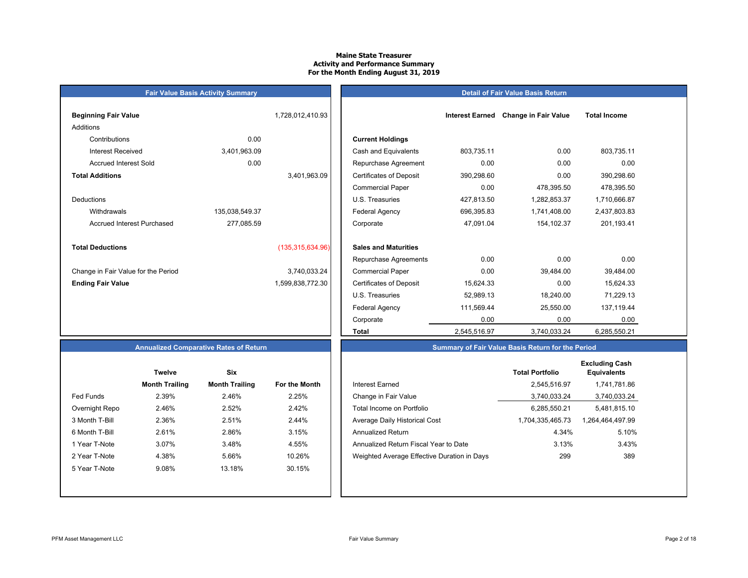# Maine State Treasurer
## Activity and Performance Summary
## For the Month Ending August 31, 2019

### Fair Value Basis Activity Summary

| | | |
|---|---|---|
| **Beginning Fair Value** | | 1,728,012,410.93 |
| Additions | | |
| Contributions | 0.00 | |
| Interest Received | 3,401,963.09 | |
| Accrued Interest Sold | 0.00 | |
| **Total Additions** | | 3,401,963.09 |
| Deductions | | |
| Withdrawals | 135,038,549.37 | |
| Accrued Interest Purchased | 277,085.59 | |
| **Total Deductions** | | (135,315,634.96) |
| Change in Fair Value for the Period | | 3,740,033.24 |
| **Ending Fair Value** | | 1,599,838,772.30 |

### Detail of Fair Value Basis Return

| | Interest Earned | Change in Fair Value | Total Income |
|---|---|---|---|
| **Current Holdings** | | | |
| Cash and Equivalents | 803,735.11 | 0.00 | 803,735.11 |
| Repurchase Agreement | 0.00 | 0.00 | 0.00 |
| Certificates of Deposit | 390,298.60 | 0.00 | 390,298.60 |
| Commercial Paper | 0.00 | 478,395.50 | 478,395.50 |
| U.S. Treasuries | 427,813.50 | 1,282,853.37 | 1,710,666.87 |
| Federal Agency | 696,395.83 | 1,741,408.00 | 2,437,803.83 |
| Corporate | 47,091.04 | 154,102.37 | 201,193.41 |
| **Sales and Maturities** | | | |
| Repurchase Agreements | 0.00 | 0.00 | 0.00 |
| Commercial Paper | 0.00 | 39,484.00 | 39,484.00 |
| Certificates of Deposit | 15,624.33 | 0.00 | 15,624.33 |
| U.S. Treasuries | 52,989.13 | 18,240.00 | 71,229.13 |
| Federal Agency | 111,569.44 | 25,550.00 | 137,119.44 |
| Corporate | 0.00 | 0.00 | 0.00 |
| **Total** | 2,545,516.97 | 3,740,033.24 | 6,285,550.21 |

### Annualized Comparative Rates of Return

| | Twelve Month Trailing | Six Month Trailing | For the Month |
|---|---|---|---|
| Fed Funds | 2.39% | 2.46% | 2.25% |
| Overnight Repo | 2.46% | 2.52% | 2.42% |
| 3 Month T-Bill | 2.36% | 2.51% | 2.44% |
| 6 Month T-Bill | 2.61% | 2.86% | 3.15% |
| 1 Year T-Note | 3.07% | 3.48% | 4.55% |
| 2 Year T-Note | 4.38% | 5.66% | 10.26% |
| 5 Year T-Note | 9.08% | 13.18% | 30.15% |

### Summary of Fair Value Basis Return for the Period

| | Total Portfolio | Excluding Cash Equivalents |
|---|---|---|
| Interest Earned | 2,545,516.97 | 1,741,781.86 |
| Change in Fair Value | 3,740,033.24 | 3,740,033.24 |
| Total Income on Portfolio | 6,285,550.21 | 5,481,815.10 |
| Average Daily Historical Cost | 1,704,335,465.73 | 1,264,464,497.99 |
| Annualized Return | 4.34% | 5.10% |
| Annualized Return Fiscal Year to Date | 3.13% | 3.43% |
| Weighted Average Effective Duration in Days | 299 | 389 |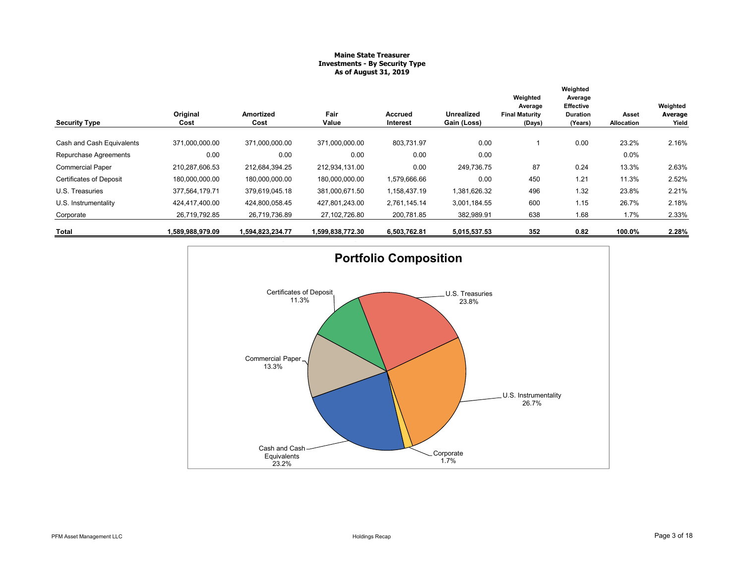**Maine State Treasurer**
**Investments - By Security Type**
**As of August 31, 2019**

| Security Type | Original Cost | Amortized Cost | Fair Value | Accrued Interest | Unrealized Gain (Loss) | Weighted Average Final Maturity (Days) | Weighted Average Effective Duration (Years) | Asset Allocation | Weighted Average Yield |
|---|---|---|---|---|---|---|---|---|---|
| Cash and Cash Equivalents | 371,000,000.00 | 371,000,000.00 | 371,000,000.00 | 803,731.97 | 0.00 | 1 | 0.00 | 23.2% | 2.16% |
| Repurchase Agreements | 0.00 | 0.00 | 0.00 | 0.00 | 0.00 | | | 0.0% | |
| Commercial Paper | 210,287,606.53 | 212,684,394.25 | 212,934,131.00 | 0.00 | 249,736.75 | 87 | 0.24 | 13.3% | 2.63% |
| Certificates of Deposit | 180,000,000.00 | 180,000,000.00 | 180,000,000.00 | 1,579,666.66 | 0.00 | 450 | 1.21 | 11.3% | 2.52% |
| U.S. Treasuries | 377,564,179.71 | 379,619,045.18 | 381,000,671.50 | 1,158,437.19 | 1,381,626.32 | 496 | 1.32 | 23.8% | 2.21% |
| U.S. Instrumentality | 424,417,400.00 | 424,800,058.45 | 427,801,243.00 | 2,761,145.14 | 3,001,184.55 | 600 | 1.15 | 26.7% | 2.18% |
| Corporate | 26,719,792.85 | 26,719,736.89 | 27,102,726.80 | 200,781.85 | 382,989.91 | 638 | 1.68 | 1.7% | 2.33% |
| **Total** | **1,589,988,979.09** | **1,594,823,234.77** | **1,599,838,772.30** | **6,503,762.81** | **5,015,537.53** | **352** | **0.82** | **100.0%** | **2.28%** |

## Portfolio Composition

- Cash and Cash Equivalents: 23.2%
- Commercial Paper: 13.3%
- Certificates of Deposit: 11.3%
- U.S. Treasuries: 23.8%
- U.S. Instrumentality: 26.7%
- Corporate: 1.7%

PFM Asset Management LLC

Holdings Recap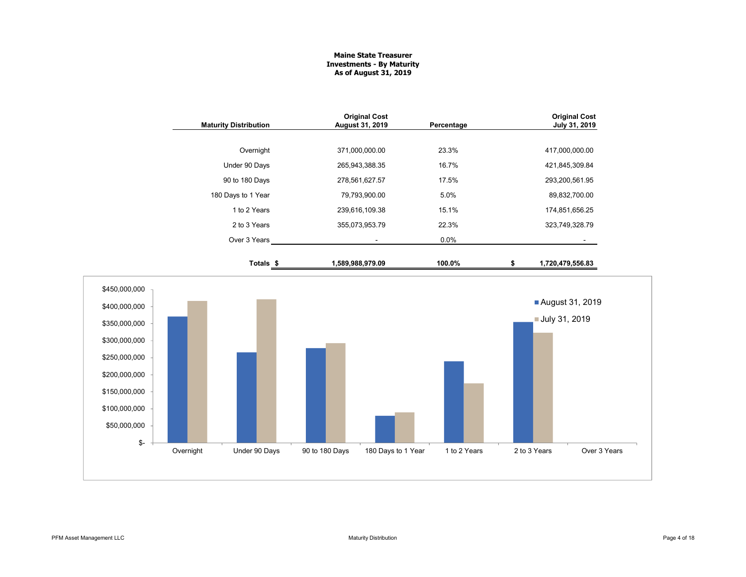# Maine State Treasurer
## Investments - By Maturity
### As of August 31, 2019

| Maturity Distribution | Original Cost August 31, 2019 | Percentage | Original Cost July 31, 2019 |
|---|---|---|---|
| Overnight | 371,000,000.00 | 23.3% | 417,000,000.00 |
| Under 90 Days | 265,943,388.35 | 16.7% | 421,845,309.84 |
| 90 to 180 Days | 278,561,627.57 | 17.5% | 293,200,561.95 |
| 180 Days to 1 Year | 79,793,900.00 | 5.0% | 89,832,700.00 |
| 1 to 2 Years | 239,616,109.38 | 15.1% | 174,851,656.25 |
| 2 to 3 Years | 355,073,953.79 | 22.3% | 323,749,328.79 |
| Over 3 Years | - | 0.0% | - |
| **Totals** | **$ 1,589,988,979.09** | **100.0%** | **$ 1,720,479,556.83** |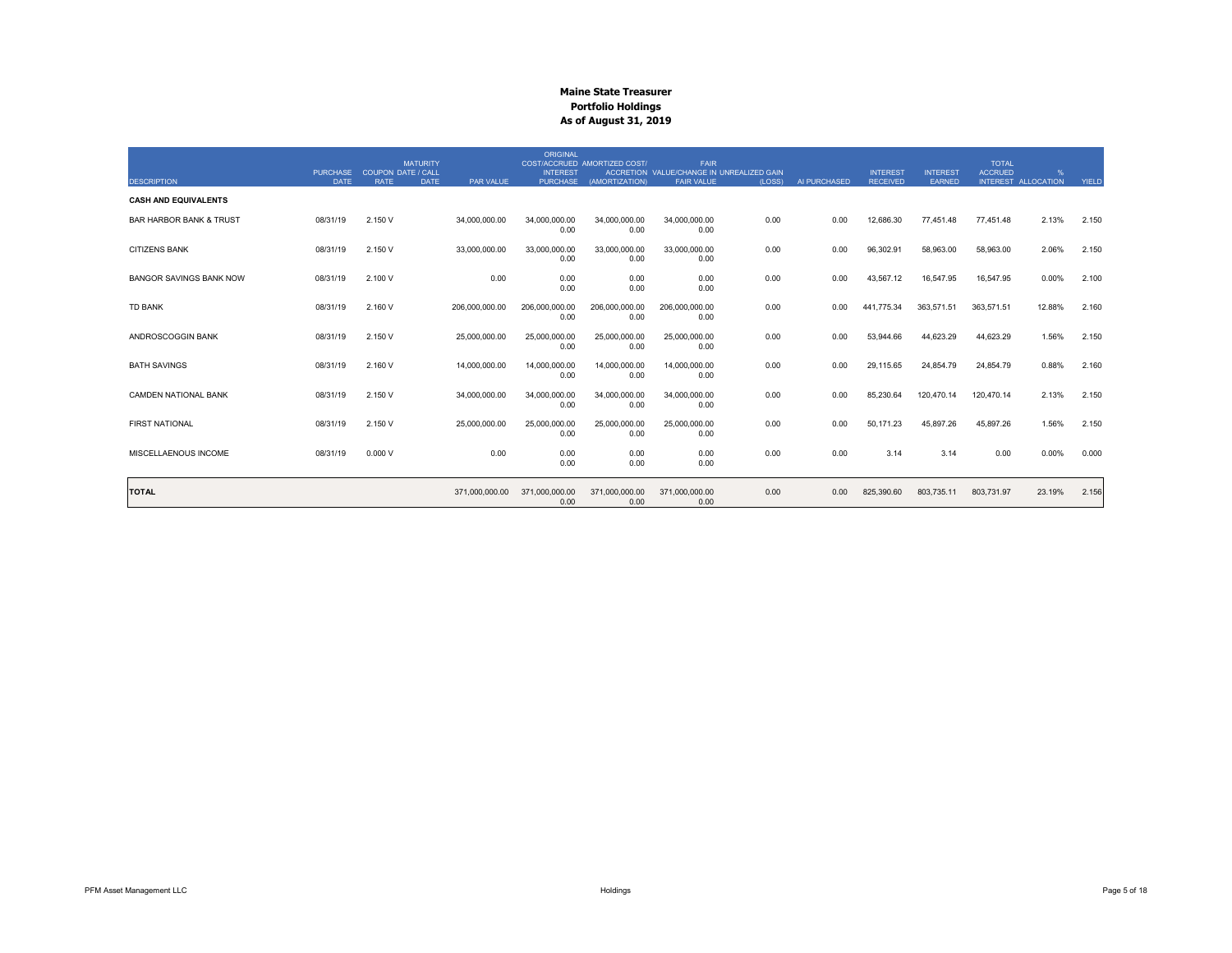# Maine State Treasurer
## Portfolio Holdings
### As of August 31, 2019

| DESCRIPTION | PURCHASE DATE | COUPON RATE | MATURITY DATE / CALL DATE | PAR VALUE | ORIGINAL COST/ACCRUED INTEREST PURCHASE | AMORTIZED COST/ ACCRETION (AMORTIZATION) | FAIR VALUE/CHANGE IN FAIR VALUE | UNREALIZED GAIN (LOSS) | AI PURCHASED | INTEREST RECEIVED | INTEREST EARNED | TOTAL ACCRUED INTEREST | % ALLOCATION | YIELD |
|---|---|---|---|---|---|---|---|---|---|---|---|---|---|---|
| **CASH AND EQUIVALENTS** | | | | | | | | | | | | | | |
| BAR HARBOR BANK & TRUST | 08/31/19 | 2.150 V | | 34,000,000.00 | 34,000,000.00<br>0.00 | 34,000,000.00<br>0.00 | 34,000,000.00<br>0.00 | 0.00 | 0.00 | 12,686.30 | 77,451.48 | 77,451.48 | 2.13% | 2.150 |
| CITIZENS BANK | 08/31/19 | 2.150 V | | 33,000,000.00 | 33,000,000.00<br>0.00 | 33,000,000.00<br>0.00 | 33,000,000.00<br>0.00 | 0.00 | 0.00 | 96,302.91 | 58,963.00 | 58,963.00 | 2.06% | 2.150 |
| BANGOR SAVINGS BANK NOW | 08/31/19 | 2.100 V | | 0.00 | 0.00<br>0.00 | 0.00<br>0.00 | 0.00<br>0.00 | 0.00 | 0.00 | 43,567.12 | 16,547.95 | 16,547.95 | 0.00% | 2.100 |
| TD BANK | 08/31/19 | 2.160 V | | 206,000,000.00 | 206,000,000.00<br>0.00 | 206,000,000.00<br>0.00 | 206,000,000.00<br>0.00 | 0.00 | 0.00 | 441,775.34 | 363,571.51 | 363,571.51 | 12.88% | 2.160 |
| ANDROSCOGGIN BANK | 08/31/19 | 2.150 V | | 25,000,000.00 | 25,000,000.00<br>0.00 | 25,000,000.00<br>0.00 | 25,000,000.00<br>0.00 | 0.00 | 0.00 | 53,944.66 | 44,623.29 | 44,623.29 | 1.56% | 2.150 |
| BATH SAVINGS | 08/31/19 | 2.160 V | | 14,000,000.00 | 14,000,000.00<br>0.00 | 14,000,000.00<br>0.00 | 14,000,000.00<br>0.00 | 0.00 | 0.00 | 29,115.65 | 24,854.79 | 24,854.79 | 0.88% | 2.160 |
| CAMDEN NATIONAL BANK | 08/31/19 | 2.150 V | | 34,000,000.00 | 34,000,000.00<br>0.00 | 34,000,000.00<br>0.00 | 34,000,000.00<br>0.00 | 0.00 | 0.00 | 85,230.64 | 120,470.14 | 120,470.14 | 2.13% | 2.150 |
| FIRST NATIONAL | 08/31/19 | 2.150 V | | 25,000,000.00 | 25,000,000.00<br>0.00 | 25,000,000.00<br>0.00 | 25,000,000.00<br>0.00 | 0.00 | 0.00 | 50,171.23 | 45,897.26 | 45,897.26 | 1.56% | 2.150 |
| MISCELLAENOUS INCOME | 08/31/19 | 0.000 V | | 0.00 | 0.00<br>0.00 | 0.00<br>0.00 | 0.00<br>0.00 | 0.00 | 0.00 | 3.14 | 3.14 | 0.00 | 0.00% | 0.000 |
| **TOTAL** | | | | 371,000,000.00 | 371,000,000.00<br>0.00 | 371,000,000.00<br>0.00 | 371,000,000.00<br>0.00 | 0.00 | 0.00 | 825,390.60 | 803,735.11 | 803,731.97 | 23.19% | 2.156 |

PFM Asset Management LLC

Holdings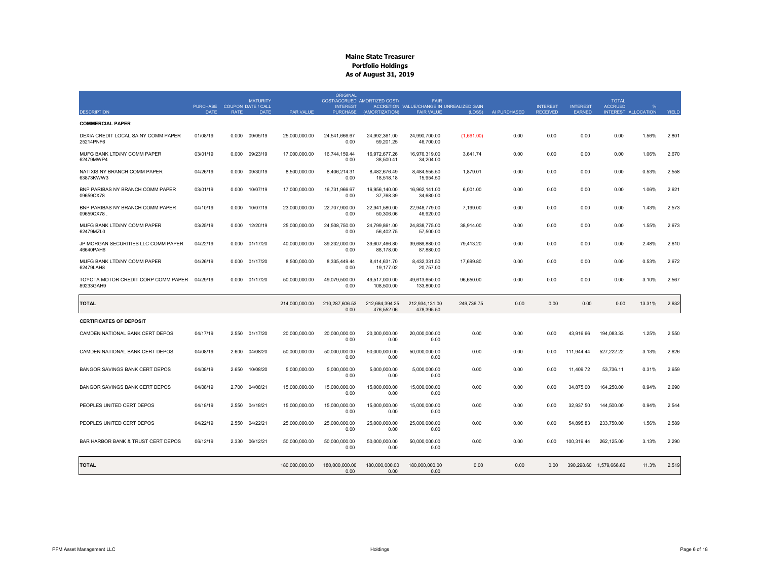# Maine State Treasurer
## Portfolio Holdings
### As of August 31, 2019

| DESCRIPTION | PURCHASE DATE | COUPON RATE | MATURITY DATE / CALL DATE | PAR VALUE | ORIGINAL COST/ACCRUED INTEREST PURCHASE | AMORTIZED COST/ ACCRETION (AMORTIZATION) | FAIR VALUE/CHANGE IN FAIR VALUE | UNREALIZED GAIN (LOSS) | AI PURCHASED | INTEREST RECEIVED | INTEREST EARNED | TOTAL ACCRUED INTEREST | % ALLOCATION | YIELD |
|---|---|---|---|---|---|---|---|---|---|---|---|---|---|---|
| **COMMERCIAL PAPER** | | | | | | | | | | | | | | |
| DEXIA CREDIT LOCAL SA NY COMM PAPER 25214PNF6 | 01/08/19 | 0.000 | 09/05/19 | 25,000,000.00 | 24,541,666.67 0.00 | 24,992,361.00 59,201.25 | 24,990,700.00 46,700.00 | (1,661.00) | 0.00 | 0.00 | 0.00 | 0.00 | 1.56% | 2.801 |
| MUFG BANK LTD/NY COMM PAPER 62479MWP4 | 03/01/19 | 0.000 | 09/23/19 | 17,000,000.00 | 16,744,159.44 0.00 | 16,972,677.26 38,500.41 | 16,976,319.00 34,204.00 | 3,641.74 | 0.00 | 0.00 | 0.00 | 0.00 | 1.06% | 2.670 |
| NATIXIS NY BRANCH COMM PAPER 63873KWW3 | 04/26/19 | 0.000 | 09/30/19 | 8,500,000.00 | 8,406,214.31 0.00 | 8,482,676.49 18,518.18 | 8,484,555.50 15,954.50 | 1,879.01 | 0.00 | 0.00 | 0.00 | 0.00 | 0.53% | 2.558 |
| BNP PARIBAS NY BRANCH COMM PAPER 09659CX78 | 03/01/19 | 0.000 | 10/07/19 | 17,000,000.00 | 16,731,966.67 0.00 | 16,956,140.00 37,768.39 | 16,962,141.00 34,680.00 | 6,001.00 | 0.00 | 0.00 | 0.00 | 0.00 | 1.06% | 2.621 |
| BNP PARIBAS NY BRANCH COMM PAPER 09659CX78 . | 04/10/19 | 0.000 | 10/07/19 | 23,000,000.00 | 22,707,900.00 0.00 | 22,941,580.00 50,306.06 | 22,948,779.00 46,920.00 | 7,199.00 | 0.00 | 0.00 | 0.00 | 0.00 | 1.43% | 2.573 |
| MUFG BANK LTD/NY COMM PAPER 62479MZL0 | 03/25/19 | 0.000 | 12/20/19 | 25,000,000.00 | 24,508,750.00 0.00 | 24,799,861.00 56,402.75 | 24,838,775.00 57,500.00 | 38,914.00 | 0.00 | 0.00 | 0.00 | 0.00 | 1.55% | 2.673 |
| JP MORGAN SECURITIES LLC COMM PAPER 46640PAH6 | 04/22/19 | 0.000 | 01/17/20 | 40,000,000.00 | 39,232,000.00 0.00 | 39,607,466.80 88,178.00 | 39,686,880.00 87,880.00 | 79,413.20 | 0.00 | 0.00 | 0.00 | 0.00 | 2.48% | 2.610 |
| MUFG BANK LTD/NY COMM PAPER 62479LAH8 | 04/26/19 | 0.000 | 01/17/20 | 8,500,000.00 | 8,335,449.44 0.00 | 8,414,631.70 19,177.02 | 8,432,331.50 20,757.00 | 17,699.80 | 0.00 | 0.00 | 0.00 | 0.00 | 0.53% | 2.672 |
| TOYOTA MOTOR CREDIT CORP COMM PAPER 89233GAH9 | 04/29/19 | 0.000 | 01/17/20 | 50,000,000.00 | 49,079,500.00 0.00 | 49,517,000.00 108,500.00 | 49,613,650.00 133,800.00 | 96,650.00 | 0.00 | 0.00 | 0.00 | 0.00 | 3.10% | 2.567 |
| **TOTAL** | | | | 214,000,000.00 | 210,287,606.53 0.00 | 212,684,394.25 476,552.06 | 212,934,131.00 478,395.50 | 249,736.75 | 0.00 | 0.00 | 0.00 | 0.00 | 13.31% | 2.632 |
| **CERTIFICATES OF DEPOSIT** | | | | | | | | | | | | | | |
| CAMDEN NATIONAL BANK CERT DEPOS | 04/17/19 | 2.550 | 01/17/20 | 20,000,000.00 | 20,000,000.00 0.00 | 20,000,000.00 0.00 | 20,000,000.00 0.00 | 0.00 | 0.00 | 0.00 | 43,916.66 | 194,083.33 | 1.25% | 2.550 |
| CAMDEN NATIONAL BANK CERT DEPOS | 04/08/19 | 2.600 | 04/08/20 | 50,000,000.00 | 50,000,000.00 0.00 | 50,000,000.00 0.00 | 50,000,000.00 0.00 | 0.00 | 0.00 | 0.00 | 111,944.44 | 527,222.22 | 3.13% | 2.626 |
| BANGOR SAVINGS BANK CERT DEPOS | 04/08/19 | 2.650 | 10/08/20 | 5,000,000.00 | 5,000,000.00 0.00 | 5,000,000.00 0.00 | 5,000,000.00 0.00 | 0.00 | 0.00 | 0.00 | 11,409.72 | 53,736.11 | 0.31% | 2.659 |
| BANGOR SAVINGS BANK CERT DEPOS | 04/08/19 | 2.700 | 04/08/21 | 15,000,000.00 | 15,000,000.00 0.00 | 15,000,000.00 0.00 | 15,000,000.00 0.00 | 0.00 | 0.00 | 0.00 | 34,875.00 | 164,250.00 | 0.94% | 2.690 |
| PEOPLES UNITED CERT DEPOS | 04/18/19 | 2.550 | 04/18/21 | 15,000,000.00 | 15,000,000.00 0.00 | 15,000,000.00 0.00 | 15,000,000.00 0.00 | 0.00 | 0.00 | 0.00 | 32,937.50 | 144,500.00 | 0.94% | 2.544 |
| PEOPLES UNITED CERT DEPOS | 04/22/19 | 2.550 | 04/22/21 | 25,000,000.00 | 25,000,000.00 0.00 | 25,000,000.00 0.00 | 25,000,000.00 0.00 | 0.00 | 0.00 | 0.00 | 54,895.83 | 233,750.00 | 1.56% | 2.589 |
| BAR HARBOR BANK & TRUST CERT DEPOS | 06/12/19 | 2.330 | 06/12/21 | 50,000,000.00 | 50,000,000.00 0.00 | 50,000,000.00 0.00 | 50,000,000.00 0.00 | 0.00 | 0.00 | 0.00 | 100,319.44 | 262,125.00 | 3.13% | 2.290 |
| **TOTAL** | | | | 180,000,000.00 | 180,000,000.00 0.00 | 180,000,000.00 0.00 | 180,000,000.00 0.00 | 0.00 | 0.00 | 0.00 | 390,298.60 | 1,579,666.66 | 11.3% | 2.519 |

PFM Asset Management LLC

Holdings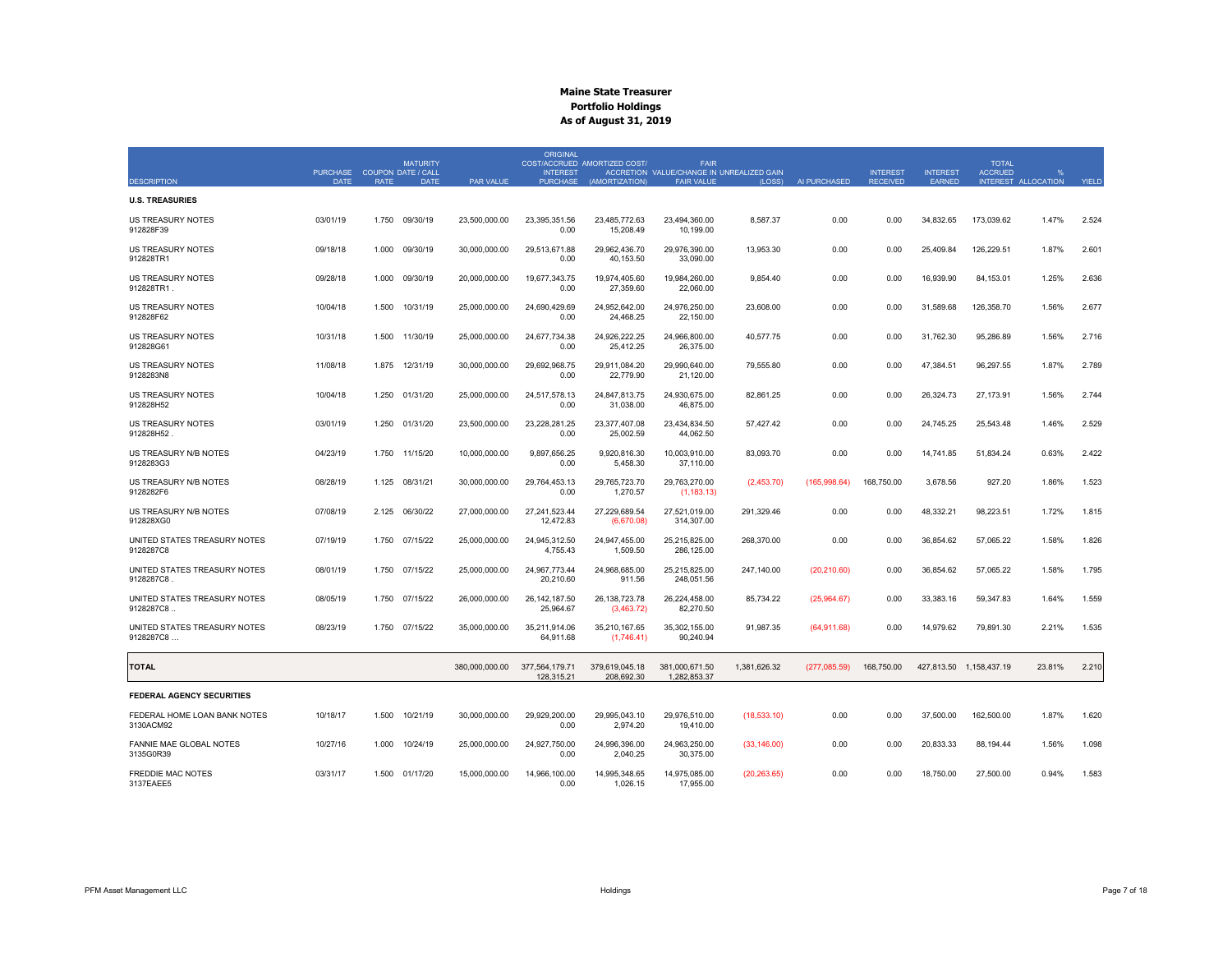# Maine State Treasurer
## Portfolio Holdings
### As of August 31, 2019

| DESCRIPTION | PURCHASE DATE | COUPON RATE | MATURITY DATE / CALL DATE | PAR VALUE | ORIGINAL COST/ACCRUED INTEREST PURCHASE | AMORTIZED COST/ ACCRETION (AMORTIZATION) | FAIR VALUE/CHANGE IN FAIR VALUE | UNREALIZED GAIN (LOSS) | AI PURCHASED | INTEREST RECEIVED | INTEREST EARNED | TOTAL ACCRUED INTEREST | % ALLOCATION | YIELD |
|---|---|---|---|---|---|---|---|---|---|---|---|---|---|---|
| **U.S. TREASURIES** | | | | | | | | | | | | | | |
| US TREASURY NOTES 912828F39 | 03/01/19 | 1.750 | 09/30/19 | 23,500,000.00 | 23,395,351.56<br>0.00 | 23,485,772.63<br>15,208.49 | 23,494,360.00<br>10,199.00 | 8,587.37 | 0.00 | 0.00 | 34,832.65 | 173,039.62 | 1.47% | 2.524 |
| US TREASURY NOTES 912828TR1 | 09/18/18 | 1.000 | 09/30/19 | 30,000,000.00 | 29,513,671.88<br>0.00 | 29,962,436.70<br>40,153.50 | 29,976,390.00<br>33,090.00 | 13,953.30 | 0.00 | 0.00 | 25,409.84 | 126,229.51 | 1.87% | 2.601 |
| US TREASURY NOTES 912828TR1 . | 09/28/18 | 1.000 | 09/30/19 | 20,000,000.00 | 19,677,343.75<br>0.00 | 19,974,405.60<br>27,359.60 | 19,984,260.00<br>22,060.00 | 9,854.40 | 0.00 | 0.00 | 16,939.90 | 84,153.01 | 1.25% | 2.636 |
| US TREASURY NOTES 912828F62 | 10/04/18 | 1.500 | 10/31/19 | 25,000,000.00 | 24,690,429.69<br>0.00 | 24,952,642.00<br>24,468.25 | 24,976,250.00<br>22,150.00 | 23,608.00 | 0.00 | 0.00 | 31,589.68 | 126,358.70 | 1.56% | 2.677 |
| US TREASURY NOTES 912828G61 | 10/31/18 | 1.500 | 11/30/19 | 25,000,000.00 | 24,677,734.38<br>0.00 | 24,926,222.25<br>25,412.25 | 24,966,800.00<br>26,375.00 | 40,577.75 | 0.00 | 0.00 | 31,762.30 | 95,286.89 | 1.56% | 2.716 |
| US TREASURY NOTES 9128283N8 | 11/08/18 | 1.875 | 12/31/19 | 30,000,000.00 | 29,692,968.75<br>0.00 | 29,911,084.20<br>22,779.90 | 29,990,640.00<br>21,120.00 | 79,555.80 | 0.00 | 0.00 | 47,384.51 | 96,297.55 | 1.87% | 2.789 |
| US TREASURY NOTES 912828H52 | 10/04/18 | 1.250 | 01/31/20 | 25,000,000.00 | 24,517,578.13<br>0.00 | 24,847,813.75<br>31,038.00 | 24,930,675.00<br>46,875.00 | 82,861.25 | 0.00 | 0.00 | 26,324.73 | 27,173.91 | 1.56% | 2.744 |
| US TREASURY NOTES 912828H52 . | 03/01/19 | 1.250 | 01/31/20 | 23,500,000.00 | 23,228,281.25<br>0.00 | 23,377,407.08<br>25,002.59 | 23,434,834.50<br>44,062.50 | 57,427.42 | 0.00 | 0.00 | 24,745.25 | 25,543.48 | 1.46% | 2.529 |
| US TREASURY N/B NOTES 9128283G3 | 04/23/19 | 1.750 | 11/15/20 | 10,000,000.00 | 9,897,656.25<br>0.00 | 9,920,816.30<br>5,458.30 | 10,003,910.00<br>37,110.00 | 83,093.70 | 0.00 | 0.00 | 14,741.85 | 51,834.24 | 0.63% | 2.422 |
| US TREASURY N/B NOTES 9128282F6 | 08/28/19 | 1.125 | 08/31/21 | 30,000,000.00 | 29,764,453.13<br>0.00 | 29,765,723.70<br>1,270.57 | 29,763,270.00<br>(1,183.13) | (2,453.70) | (165,998.64) | 168,750.00 | 3,678.56 | 927.20 | 1.86% | 1.523 |
| US TREASURY N/B NOTES 912828XG0 | 07/08/19 | 2.125 | 06/30/22 | 27,000,000.00 | 27,241,523.44<br>12,472.83 | 27,229,689.54<br>(6,670.08) | 27,521,019.00<br>314,307.00 | 291,329.46 | 0.00 | 0.00 | 48,332.21 | 98,223.51 | 1.72% | 1.815 |
| UNITED STATES TREASURY NOTES 9128287C8 | 07/19/19 | 1.750 | 07/15/22 | 25,000,000.00 | 24,945,312.50<br>4,755.43 | 24,947,455.00<br>1,509.50 | 25,215,825.00<br>286,125.00 | 268,370.00 | 0.00 | 0.00 | 36,854.62 | 57,065.22 | 1.58% | 1.826 |
| UNITED STATES TREASURY NOTES 9128287C8 . | 08/01/19 | 1.750 | 07/15/22 | 25,000,000.00 | 24,967,773.44<br>20,210.60 | 24,968,685.00<br>911.56 | 25,215,825.00<br>248,051.56 | 247,140.00 | (20,210.60) | 0.00 | 36,854.62 | 57,065.22 | 1.58% | 1.795 |
| UNITED STATES TREASURY NOTES 9128287C8 .. | 08/05/19 | 1.750 | 07/15/22 | 26,000,000.00 | 26,142,187.50<br>25,964.67 | 26,138,723.78<br>(3,463.72) | 26,224,458.00<br>82,270.50 | 85,734.22 | (25,964.67) | 0.00 | 33,383.16 | 59,347.83 | 1.64% | 1.559 |
| UNITED STATES TREASURY NOTES 9128287C8 ... | 08/23/19 | 1.750 | 07/15/22 | 35,000,000.00 | 35,211,914.06<br>64,911.68 | 35,210,167.65<br>(1,746.41) | 35,302,155.00<br>90,240.94 | 91,987.35 | (64,911.68) | 0.00 | 14,979.62 | 79,891.30 | 2.21% | 1.535 |
| **TOTAL** | | | | 380,000,000.00 | 377,564,179.71<br>128,315.21 | 379,619,045.18<br>208,692.30 | 381,000,671.50<br>1,282,853.37 | 1,381,626.32 | (277,085.59) | 168,750.00 | 427,813.50 | 1,158,437.19 | 23.81% | 2.210 |
| **FEDERAL AGENCY SECURITIES** | | | | | | | | | | | | | | |
| FEDERAL HOME LOAN BANK NOTES 3130ACM92 | 10/18/17 | 1.500 | 10/21/19 | 30,000,000.00 | 29,929,200.00<br>0.00 | 29,995,043.10<br>2,974.20 | 29,976,510.00<br>19,410.00 | (18,533.10) | 0.00 | 0.00 | 37,500.00 | 162,500.00 | 1.87% | 1.620 |
| FANNIE MAE GLOBAL NOTES 3135G0R39 | 10/27/16 | 1.000 | 10/24/19 | 25,000,000.00 | 24,927,750.00<br>0.00 | 24,996,396.00<br>2,040.25 | 24,963,250.00<br>30,375.00 | (33,146.00) | 0.00 | 0.00 | 20,833.33 | 88,194.44 | 1.56% | 1.098 |
| FREDDIE MAC NOTES 3137EAEE5 | 03/31/17 | 1.500 | 01/17/20 | 15,000,000.00 | 14,966,100.00<br>0.00 | 14,995,348.65<br>1,026.15 | 14,975,085.00<br>17,955.00 | (20,263.65) | 0.00 | 0.00 | 18,750.00 | 27,500.00 | 0.94% | 1.583 |

PFM Asset Management LLC — Holdings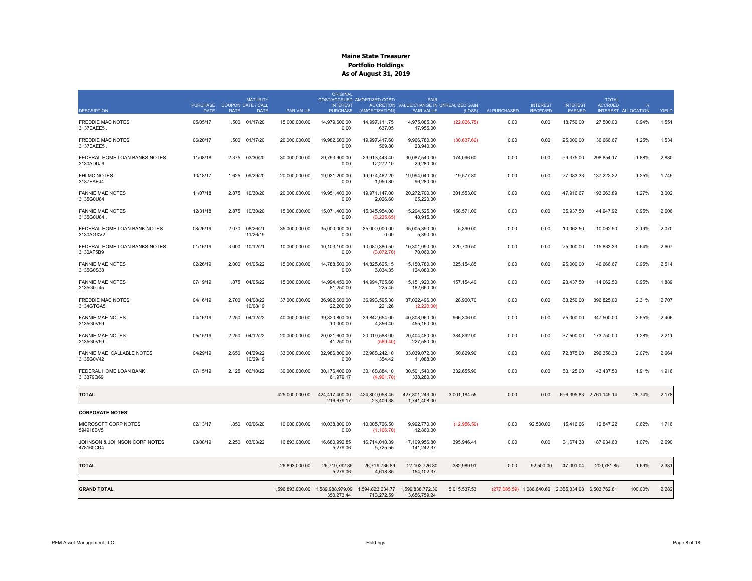# Maine State Treasurer
## Portfolio Holdings
### As of August 31, 2019

| DESCRIPTION | PURCHASE DATE | COUPON RATE | MATURITY DATE / CALL DATE | PAR VALUE | ORIGINAL COST/ACCRUED INTEREST PURCHASE | AMORTIZED COST/ ACCRETION (AMORTIZATION) | FAIR VALUE/CHANGE IN FAIR VALUE | UNREALIZED GAIN (LOSS) | AI PURCHASED | INTEREST RECEIVED | INTEREST EARNED | TOTAL ACCRUED INTEREST | % ALLOCATION | YIELD |
|---|---|---|---|---|---|---|---|---|---|---|---|---|---|---|
| FREDDIE MAC NOTES 3137EAEE5 . | 05/05/17 | 1.500 | 01/17/20 | 15,000,000.00 | 14,979,600.00 0.00 | 14,997,111.75 637.05 | 14,975,085.00 17,955.00 | (22,026.75) | 0.00 | 0.00 | 18,750.00 | 27,500.00 | 0.94% | 1.551 |
| FREDDIE MAC NOTES 3137EAEE5 .. | 06/20/17 | 1.500 | 01/17/20 | 20,000,000.00 | 19,982,600.00 0.00 | 19,997,417.60 569.80 | 19,966,780.00 23,940.00 | (30,637.60) | 0.00 | 0.00 | 25,000.00 | 36,666.67 | 1.25% | 1.534 |
| FEDERAL HOME LOAN BANKS NOTES 3130ADUJ9 | 11/08/18 | 2.375 | 03/30/20 | 30,000,000.00 | 29,793,900.00 0.00 | 29,913,443.40 12,272.10 | 30,087,540.00 29,280.00 | 174,096.60 | 0.00 | 0.00 | 59,375.00 | 298,854.17 | 1.88% | 2.880 |
| FHLMC NOTES 3137EAEJ4 | 10/18/17 | 1.625 | 09/29/20 | 20,000,000.00 | 19,931,200.00 0.00 | 19,974,462.20 1,950.80 | 19,994,040.00 96,280.00 | 19,577.80 | 0.00 | 0.00 | 27,083.33 | 137,222.22 | 1.25% | 1.745 |
| FANNIE MAE NOTES 3135G0U84 | 11/07/18 | 2.875 | 10/30/20 | 20,000,000.00 | 19,951,400.00 0.00 | 19,971,147.00 2,026.60 | 20,272,700.00 65,220.00 | 301,553.00 | 0.00 | 0.00 | 47,916.67 | 193,263.89 | 1.27% | 3.002 |
| FANNIE MAE NOTES 3135G0U84 . | 12/31/18 | 2.875 | 10/30/20 | 15,000,000.00 | 15,071,400.00 0.00 | 15,045,954.00 (3,235.65) | 15,204,525.00 48,915.00 | 158,571.00 | 0.00 | 0.00 | 35,937.50 | 144,947.92 | 0.95% | 2.606 |
| FEDERAL HOME LOAN BANK NOTES 3130AGXV2 | 08/26/19 | 2.070 | 08/26/21 11/26/19 | 35,000,000.00 | 35,000,000.00 0.00 | 35,000,000.00 0.00 | 35,005,390.00 5,390.00 | 5,390.00 | 0.00 | 0.00 | 10,062.50 | 10,062.50 | 2.19% | 2.070 |
| FEDERAL HOME LOAN BANKS NOTES 3130AF5B9 | 01/16/19 | 3.000 | 10/12/21 | 10,000,000.00 | 10,103,100.00 0.00 | 10,080,380.50 (3,072.70) | 10,301,090.00 70,060.00 | 220,709.50 | 0.00 | 0.00 | 25,000.00 | 115,833.33 | 0.64% | 2.607 |
| FANNIE MAE NOTES 3135G0S38 | 02/26/19 | 2.000 | 01/05/22 | 15,000,000.00 | 14,788,500.00 0.00 | 14,825,625.15 6,034.35 | 15,150,780.00 124,080.00 | 325,154.85 | 0.00 | 0.00 | 25,000.00 | 46,666.67 | 0.95% | 2.514 |
| FANNIE MAE NOTES 3135G0T45 | 07/19/19 | 1.875 | 04/05/22 | 15,000,000.00 | 14,994,450.00 81,250.00 | 14,994,765.60 225.45 | 15,151,920.00 162,660.00 | 157,154.40 | 0.00 | 0.00 | 23,437.50 | 114,062.50 | 0.95% | 1.889 |
| FREDDIE MAC NOTES 3134GTGA5 | 04/16/19 | 2.700 | 04/08/22 10/08/19 | 37,000,000.00 | 36,992,600.00 22,200.00 | 36,993,595.30 221.26 | 37,022,496.00 (2,220.00) | 28,900.70 | 0.00 | 0.00 | 83,250.00 | 396,825.00 | 2.31% | 2.707 |
| FANNIE MAE NOTES 3135G0V59 | 04/16/19 | 2.250 | 04/12/22 | 40,000,000.00 | 39,820,800.00 10,000.00 | 39,842,654.00 4,856.40 | 40,808,960.00 455,160.00 | 966,306.00 | 0.00 | 0.00 | 75,000.00 | 347,500.00 | 2.55% | 2.406 |
| FANNIE MAE NOTES 3135G0V59 . | 05/15/19 | 2.250 | 04/12/22 | 20,000,000.00 | 20,021,600.00 41,250.00 | 20,019,588.00 (569.40) | 20,404,480.00 227,580.00 | 384,892.00 | 0.00 | 0.00 | 37,500.00 | 173,750.00 | 1.28% | 2.211 |
| FANNIE MAE CALLABLE NOTES 3135G0V42 | 04/29/19 | 2.650 | 04/29/22 10/29/19 | 33,000,000.00 | 32,986,800.00 0.00 | 32,988,242.10 354.42 | 33,039,072.00 11,088.00 | 50,829.90 | 0.00 | 0.00 | 72,875.00 | 296,358.33 | 2.07% | 2.664 |
| FEDERAL HOME LOAN BANK 313379Q69 | 07/15/19 | 2.125 | 06/10/22 | 30,000,000.00 | 30,176,400.00 61,979.17 | 30,168,884.10 (4,901.70) | 30,501,540.00 338,280.00 | 332,655.90 | 0.00 | 0.00 | 53,125.00 | 143,437.50 | 1.91% | 1.916 |
| **TOTAL** | | | | 425,000,000.00 | 424,417,400.00 216,679.17 | 424,800,058.45 23,409.38 | 427,801,243.00 1,741,408.00 | 3,001,184.55 | 0.00 | 0.00 | 696,395.83 | 2,761,145.14 | 26.74% | 2.178 |
| **CORPORATE NOTES** | | | | | | | | | | | | | | |
| MICROSOFT CORP NOTES 594918BV5 | 02/13/17 | 1.850 | 02/06/20 | 10,000,000.00 | 10,038,800.00 0.00 | 10,005,726.50 (1,106.70) | 9,992,770.00 12,860.00 | (12,956.50) | 0.00 | 92,500.00 | 15,416.66 | 12,847.22 | 0.62% | 1.716 |
| JOHNSON & JOHNSON CORP NOTES 478160CD4 | 03/08/19 | 2.250 | 03/03/22 | 16,893,000.00 | 16,680,992.85 5,279.06 | 16,714,010.39 5,725.55 | 17,109,956.80 141,242.37 | 395,946.41 | 0.00 | 0.00 | 31,674.38 | 187,934.63 | 1.07% | 2.690 |
| **TOTAL** | | | | 26,893,000.00 | 26,719,792.85 5,279.06 | 26,719,736.89 4,618.85 | 27,102,726.80 154,102.37 | 382,989.91 | 0.00 | 92,500.00 | 47,091.04 | 200,781.85 | 1.69% | 2.331 |
| **GRAND TOTAL** | | | | 1,596,893,000.00 | 1,589,988,979.09 350,273.44 | 1,594,823,234.77 713,272.59 | 1,599,838,772.30 3,656,759.24 | 5,015,537.53 | (277,085.59) | 1,086,640.60 | 2,365,334.08 | 6,503,762.81 | 100.00% | 2.282 |

PFM Asset Management LLC — Holdings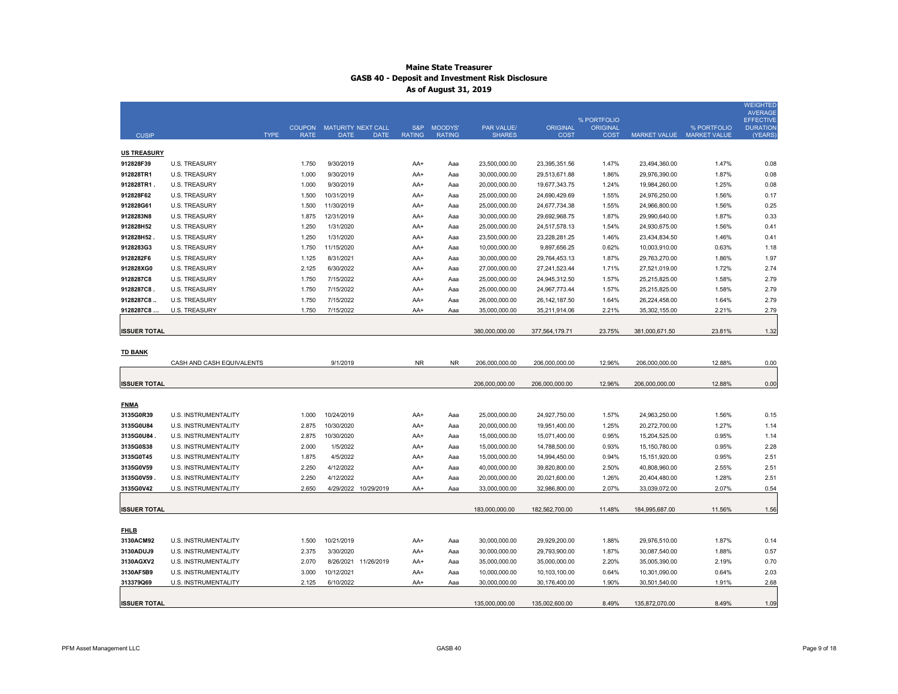# Maine State Treasurer
## GASB 40 - Deposit and Investment Risk Disclosure
### As of August 31, 2019

| CUSIP | TYPE | COUPON RATE | MATURITY DATE | NEXT CALL DATE | S&P RATING | MOODYS' RATING | PAR VALUE/ SHARES | ORIGINAL COST | % PORTFOLIO ORIGINAL COST | MARKET VALUE | % PORTFOLIO MARKET VALUE | WEIGHTED AVERAGE EFFECTIVE DURATION (YEARS) |
|---|---|---|---|---|---|---|---|---|---|---|---|---|
| **US TREASURY** | | | | | | | | | | | | |
| 912828F39 | U.S. TREASURY | 1.750 | 9/30/2019 | | AA+ | Aaa | 23,500,000.00 | 23,395,351.56 | 1.47% | 23,494,360.00 | 1.47% | 0.08 |
| 912828TR1 | U.S. TREASURY | 1.000 | 9/30/2019 | | AA+ | Aaa | 30,000,000.00 | 29,513,671.88 | 1.86% | 29,976,390.00 | 1.87% | 0.08 |
| 912828TR1 . | U.S. TREASURY | 1.000 | 9/30/2019 | | AA+ | Aaa | 20,000,000.00 | 19,677,343.75 | 1.24% | 19,984,260.00 | 1.25% | 0.08 |
| 912828F62 | U.S. TREASURY | 1.500 | 10/31/2019 | | AA+ | Aaa | 25,000,000.00 | 24,690,429.69 | 1.55% | 24,976,250.00 | 1.56% | 0.17 |
| 912828G61 | U.S. TREASURY | 1.500 | 11/30/2019 | | AA+ | Aaa | 25,000,000.00 | 24,677,734.38 | 1.55% | 24,966,800.00 | 1.56% | 0.25 |
| 9128283N8 | U.S. TREASURY | 1.875 | 12/31/2019 | | AA+ | Aaa | 30,000,000.00 | 29,692,968.75 | 1.87% | 29,990,640.00 | 1.87% | 0.33 |
| 912828H52 | U.S. TREASURY | 1.250 | 1/31/2020 | | AA+ | Aaa | 25,000,000.00 | 24,517,578.13 | 1.54% | 24,930,675.00 | 1.56% | 0.41 |
| 912828H52 . | U.S. TREASURY | 1.250 | 1/31/2020 | | AA+ | Aaa | 23,500,000.00 | 23,228,281.25 | 1.46% | 23,434,834.50 | 1.46% | 0.41 |
| 9128283G3 | U.S. TREASURY | 1.750 | 11/15/2020 | | AA+ | Aaa | 10,000,000.00 | 9,897,656.25 | 0.62% | 10,003,910.00 | 0.63% | 1.18 |
| 9128282F6 | U.S. TREASURY | 1.125 | 8/31/2021 | | AA+ | Aaa | 30,000,000.00 | 29,764,453.13 | 1.87% | 29,763,270.00 | 1.86% | 1.97 |
| 912828XG0 | U.S. TREASURY | 2.125 | 6/30/2022 | | AA+ | Aaa | 27,000,000.00 | 27,241,523.44 | 1.71% | 27,521,019.00 | 1.72% | 2.74 |
| 9128287C8 | U.S. TREASURY | 1.750 | 7/15/2022 | | AA+ | Aaa | 25,000,000.00 | 24,945,312.50 | 1.57% | 25,215,825.00 | 1.58% | 2.79 |
| 9128287C8 . | U.S. TREASURY | 1.750 | 7/15/2022 | | AA+ | Aaa | 25,000,000.00 | 24,967,773.44 | 1.57% | 25,215,825.00 | 1.58% | 2.79 |
| 9128287C8 .. | U.S. TREASURY | 1.750 | 7/15/2022 | | AA+ | Aaa | 26,000,000.00 | 26,142,187.50 | 1.64% | 26,224,458.00 | 1.64% | 2.79 |
| 9128287C8 ... | U.S. TREASURY | 1.750 | 7/15/2022 | | AA+ | Aaa | 35,000,000.00 | 35,211,914.06 | 2.21% | 35,302,155.00 | 2.21% | 2.79 |
| **ISSUER TOTAL** | | | | | | | 380,000,000.00 | 377,564,179.71 | 23.75% | 381,000,671.50 | 23.81% | 1.32 |
| **TD BANK** | | | | | | | | | | | | |
| | CASH AND CASH EQUIVALENTS | | 9/1/2019 | | NR | NR | 206,000,000.00 | 206,000,000.00 | 12.96% | 206,000,000.00 | 12.88% | 0.00 |
| **ISSUER TOTAL** | | | | | | | 206,000,000.00 | 206,000,000.00 | 12.96% | 206,000,000.00 | 12.88% | 0.00 |
| **FNMA** | | | | | | | | | | | | |
| 3135G0R39 | U.S. INSTRUMENTALITY | 1.000 | 10/24/2019 | | AA+ | Aaa | 25,000,000.00 | 24,927,750.00 | 1.57% | 24,963,250.00 | 1.56% | 0.15 |
| 3135G0U84 | U.S. INSTRUMENTALITY | 2.875 | 10/30/2020 | | AA+ | Aaa | 20,000,000.00 | 19,951,400.00 | 1.25% | 20,272,700.00 | 1.27% | 1.14 |
| 3135G0U84 . | U.S. INSTRUMENTALITY | 2.875 | 10/30/2020 | | AA+ | Aaa | 15,000,000.00 | 15,071,400.00 | 0.95% | 15,204,525.00 | 0.95% | 1.14 |
| 3135G0S38 | U.S. INSTRUMENTALITY | 2.000 | 1/5/2022 | | AA+ | Aaa | 15,000,000.00 | 14,788,500.00 | 0.93% | 15,150,780.00 | 0.95% | 2.28 |
| 3135G0T45 | U.S. INSTRUMENTALITY | 1.875 | 4/5/2022 | | AA+ | Aaa | 15,000,000.00 | 14,994,450.00 | 0.94% | 15,151,920.00 | 0.95% | 2.51 |
| 3135G0V59 | U.S. INSTRUMENTALITY | 2.250 | 4/12/2022 | | AA+ | Aaa | 40,000,000.00 | 39,820,800.00 | 2.50% | 40,808,960.00 | 2.55% | 2.51 |
| 3135G0V59 . | U.S. INSTRUMENTALITY | 2.250 | 4/12/2022 | | AA+ | Aaa | 20,000,000.00 | 20,021,600.00 | 1.26% | 20,404,480.00 | 1.28% | 2.51 |
| 3135G0V42 | U.S. INSTRUMENTALITY | 2.650 | 4/29/2022 | 10/29/2019 | AA+ | Aaa | 33,000,000.00 | 32,986,800.00 | 2.07% | 33,039,072.00 | 2.07% | 0.54 |
| **ISSUER TOTAL** | | | | | | | 183,000,000.00 | 182,562,700.00 | 11.48% | 184,995,687.00 | 11.56% | 1.56 |
| **FHLB** | | | | | | | | | | | | |
| 3130ACM92 | U.S. INSTRUMENTALITY | 1.500 | 10/21/2019 | | AA+ | Aaa | 30,000,000.00 | 29,929,200.00 | 1.88% | 29,976,510.00 | 1.87% | 0.14 |
| 3130ADUJ9 | U.S. INSTRUMENTALITY | 2.375 | 3/30/2020 | | AA+ | Aaa | 30,000,000.00 | 29,793,900.00 | 1.87% | 30,087,540.00 | 1.88% | 0.57 |
| 3130AGXV2 | U.S. INSTRUMENTALITY | 2.070 | 8/26/2021 | 11/26/2019 | AA+ | Aaa | 35,000,000.00 | 35,000,000.00 | 2.20% | 35,005,390.00 | 2.19% | 0.70 |
| 3130AF5B9 | U.S. INSTRUMENTALITY | 3.000 | 10/12/2021 | | AA+ | Aaa | 10,000,000.00 | 10,103,100.00 | 0.64% | 10,301,090.00 | 0.64% | 2.03 |
| 313379Q69 | U.S. INSTRUMENTALITY | 2.125 | 6/10/2022 | | AA+ | Aaa | 30,000,000.00 | 30,176,400.00 | 1.90% | 30,501,540.00 | 1.91% | 2.68 |
| **ISSUER TOTAL** | | | | | | | 135,000,000.00 | 135,002,600.00 | 8.49% | 135,872,070.00 | 8.49% | 1.09 |

PFM Asset Management LLC — GASB 40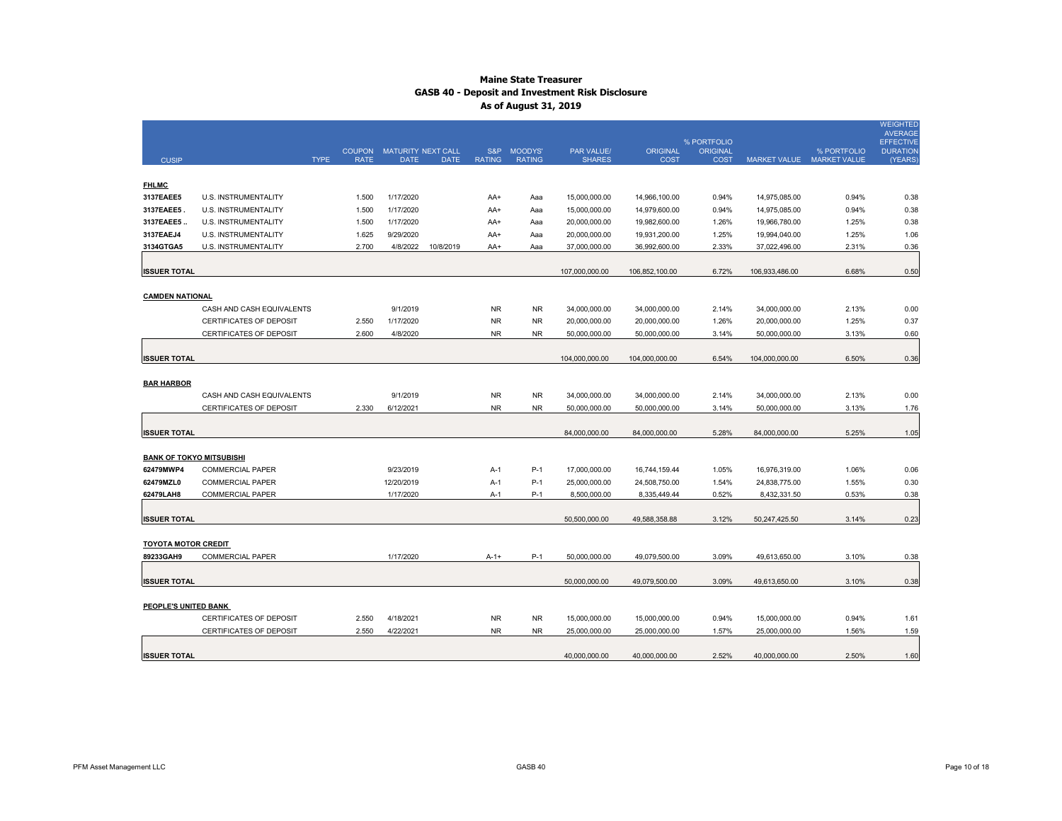# Maine State Treasurer
## GASB 40 - Deposit and Investment Risk Disclosure
### As of August 31, 2019

| CUSIP | TYPE | COUPON RATE | MATURITY DATE | NEXT CALL DATE | S&P RATING | MOODYS' RATING | PAR VALUE/ SHARES | ORIGINAL COST | % PORTFOLIO ORIGINAL COST | MARKET VALUE | % PORTFOLIO MARKET VALUE | WEIGHTED AVERAGE EFFECTIVE DURATION (YEARS) |
|---|---|---|---|---|---|---|---|---|---|---|---|---|
| **FHLMC** | | | | | | | | | | | | |
| 3137EAEE5 | U.S. INSTRUMENTALITY | 1.500 | 1/17/2020 | | AA+ | Aaa | 15,000,000.00 | 14,966,100.00 | 0.94% | 14,975,085.00 | 0.94% | 0.38 |
| 3137EAEE5 . | U.S. INSTRUMENTALITY | 1.500 | 1/17/2020 | | AA+ | Aaa | 15,000,000.00 | 14,979,600.00 | 0.94% | 14,975,085.00 | 0.94% | 0.38 |
| 3137EAEE5 .. | U.S. INSTRUMENTALITY | 1.500 | 1/17/2020 | | AA+ | Aaa | 20,000,000.00 | 19,982,600.00 | 1.26% | 19,966,780.00 | 1.25% | 0.38 |
| 3137EAEJ4 | U.S. INSTRUMENTALITY | 1.625 | 9/29/2020 | | AA+ | Aaa | 20,000,000.00 | 19,931,200.00 | 1.25% | 19,994,040.00 | 1.25% | 1.06 |
| 3134GTGA5 | U.S. INSTRUMENTALITY | 2.700 | 4/8/2022 | 10/8/2019 | AA+ | Aaa | 37,000,000.00 | 36,992,600.00 | 2.33% | 37,022,496.00 | 2.31% | 0.36 |
| **ISSUER TOTAL** | | | | | | | 107,000,000.00 | 106,852,100.00 | 6.72% | 106,933,486.00 | 6.68% | 0.50 |
| **CAMDEN NATIONAL** | | | | | | | | | | | | |
| | CASH AND CASH EQUIVALENTS | | 9/1/2019 | | NR | NR | 34,000,000.00 | 34,000,000.00 | 2.14% | 34,000,000.00 | 2.13% | 0.00 |
| | CERTIFICATES OF DEPOSIT | 2.550 | 1/17/2020 | | NR | NR | 20,000,000.00 | 20,000,000.00 | 1.26% | 20,000,000.00 | 1.25% | 0.37 |
| | CERTIFICATES OF DEPOSIT | 2.600 | 4/8/2020 | | NR | NR | 50,000,000.00 | 50,000,000.00 | 3.14% | 50,000,000.00 | 3.13% | 0.60 |
| **ISSUER TOTAL** | | | | | | | 104,000,000.00 | 104,000,000.00 | 6.54% | 104,000,000.00 | 6.50% | 0.36 |
| **BAR HARBOR** | | | | | | | | | | | | |
| | CASH AND CASH EQUIVALENTS | | 9/1/2019 | | NR | NR | 34,000,000.00 | 34,000,000.00 | 2.14% | 34,000,000.00 | 2.13% | 0.00 |
| | CERTIFICATES OF DEPOSIT | 2.330 | 6/12/2021 | | NR | NR | 50,000,000.00 | 50,000,000.00 | 3.14% | 50,000,000.00 | 3.13% | 1.76 |
| **ISSUER TOTAL** | | | | | | | 84,000,000.00 | 84,000,000.00 | 5.28% | 84,000,000.00 | 5.25% | 1.05 |
| **BANK OF TOKYO MITSUBISHI** | | | | | | | | | | | | |
| 62479MWP4 | COMMERCIAL PAPER | | 9/23/2019 | | A-1 | P-1 | 17,000,000.00 | 16,744,159.44 | 1.05% | 16,976,319.00 | 1.06% | 0.06 |
| 62479MZL0 | COMMERCIAL PAPER | | 12/20/2019 | | A-1 | P-1 | 25,000,000.00 | 24,508,750.00 | 1.54% | 24,838,775.00 | 1.55% | 0.30 |
| 62479LAH8 | COMMERCIAL PAPER | | 1/17/2020 | | A-1 | P-1 | 8,500,000.00 | 8,335,449.44 | 0.52% | 8,432,331.50 | 0.53% | 0.38 |
| **ISSUER TOTAL** | | | | | | | 50,500,000.00 | 49,588,358.88 | 3.12% | 50,247,425.50 | 3.14% | 0.23 |
| **TOYOTA MOTOR CREDIT** | | | | | | | | | | | | |
| 89233GAH9 | COMMERCIAL PAPER | | 1/17/2020 | | A-1+ | P-1 | 50,000,000.00 | 49,079,500.00 | 3.09% | 49,613,650.00 | 3.10% | 0.38 |
| **ISSUER TOTAL** | | | | | | | 50,000,000.00 | 49,079,500.00 | 3.09% | 49,613,650.00 | 3.10% | 0.38 |
| **PEOPLE'S UNITED BANK** | | | | | | | | | | | | |
| | CERTIFICATES OF DEPOSIT | 2.550 | 4/18/2021 | | NR | NR | 15,000,000.00 | 15,000,000.00 | 0.94% | 15,000,000.00 | 0.94% | 1.61 |
| | CERTIFICATES OF DEPOSIT | 2.550 | 4/22/2021 | | NR | NR | 25,000,000.00 | 25,000,000.00 | 1.57% | 25,000,000.00 | 1.56% | 1.59 |
| **ISSUER TOTAL** | | | | | | | 40,000,000.00 | 40,000,000.00 | 2.52% | 40,000,000.00 | 2.50% | 1.60 |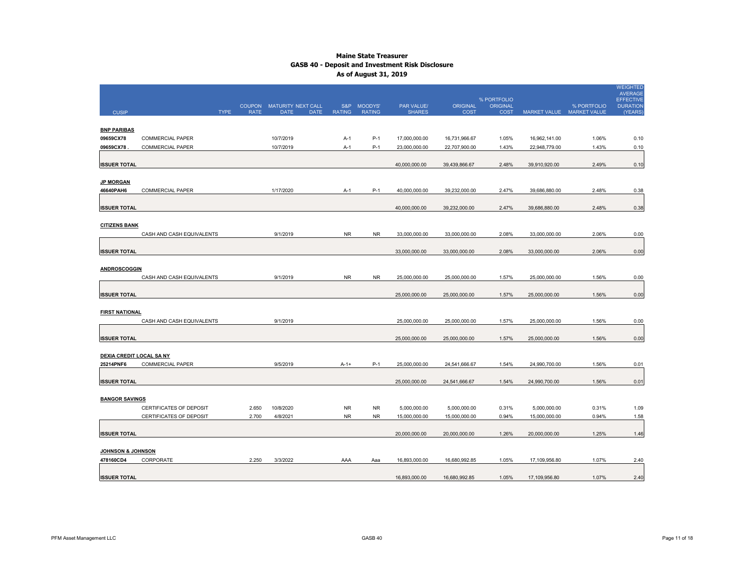# Maine State Treasurer
## GASB 40 - Deposit and Investment Risk Disclosure
### As of August 31, 2019

| CUSIP | TYPE | COUPON RATE | MATURITY DATE | NEXT CALL DATE | S&P RATING | MOODYS' RATING | PAR VALUE/ SHARES | ORIGINAL COST | % PORTFOLIO ORIGINAL COST | MARKET VALUE | % PORTFOLIO MARKET VALUE | WEIGHTED AVERAGE EFFECTIVE DURATION (YEARS) |
|---|---|---|---|---|---|---|---|---|---|---|---|---|
| **BNP PARIBAS** | | | | | | | | | | | | |
| 09659CX78 | COMMERCIAL PAPER | | 10/7/2019 | | A-1 | P-1 | 17,000,000.00 | 16,731,966.67 | 1.05% | 16,962,141.00 | 1.06% | 0.10 |
| 09659CX78 . | COMMERCIAL PAPER | | 10/7/2019 | | A-1 | P-1 | 23,000,000.00 | 22,707,900.00 | 1.43% | 22,948,779.00 | 1.43% | 0.10 |
| **ISSUER TOTAL** | | | | | | | 40,000,000.00 | 39,439,866.67 | 2.48% | 39,910,920.00 | 2.49% | 0.10 |
| **JP MORGAN** | | | | | | | | | | | | |
| 46640PAH6 | COMMERCIAL PAPER | | 1/17/2020 | | A-1 | P-1 | 40,000,000.00 | 39,232,000.00 | 2.47% | 39,686,880.00 | 2.48% | 0.38 |
| **ISSUER TOTAL** | | | | | | | 40,000,000.00 | 39,232,000.00 | 2.47% | 39,686,880.00 | 2.48% | 0.38 |
| **CITIZENS BANK** | | | | | | | | | | | | |
| | CASH AND CASH EQUIVALENTS | | 9/1/2019 | | NR | NR | 33,000,000.00 | 33,000,000.00 | 2.08% | 33,000,000.00 | 2.06% | 0.00 |
| **ISSUER TOTAL** | | | | | | | 33,000,000.00 | 33,000,000.00 | 2.08% | 33,000,000.00 | 2.06% | 0.00 |
| **ANDROSCOGGIN** | | | | | | | | | | | | |
| | CASH AND CASH EQUIVALENTS | | 9/1/2019 | | NR | NR | 25,000,000.00 | 25,000,000.00 | 1.57% | 25,000,000.00 | 1.56% | 0.00 |
| **ISSUER TOTAL** | | | | | | | 25,000,000.00 | 25,000,000.00 | 1.57% | 25,000,000.00 | 1.56% | 0.00 |
| **FIRST NATIONAL** | | | | | | | | | | | | |
| | CASH AND CASH EQUIVALENTS | | 9/1/2019 | | | | 25,000,000.00 | 25,000,000.00 | 1.57% | 25,000,000.00 | 1.56% | 0.00 |
| **ISSUER TOTAL** | | | | | | | 25,000,000.00 | 25,000,000.00 | 1.57% | 25,000,000.00 | 1.56% | 0.00 |
| **DEXIA CREDIT LOCAL SA NY** | | | | | | | | | | | | |
| 25214PNF6 | COMMERCIAL PAPER | | 9/5/2019 | | A-1+ | P-1 | 25,000,000.00 | 24,541,666.67 | 1.54% | 24,990,700.00 | 1.56% | 0.01 |
| **ISSUER TOTAL** | | | | | | | 25,000,000.00 | 24,541,666.67 | 1.54% | 24,990,700.00 | 1.56% | 0.01 |
| **BANGOR SAVINGS** | | | | | | | | | | | | |
| | CERTIFICATES OF DEPOSIT | 2.650 | 10/8/2020 | | NR | NR | 5,000,000.00 | 5,000,000.00 | 0.31% | 5,000,000.00 | 0.31% | 1.09 |
| | CERTIFICATES OF DEPOSIT | 2.700 | 4/8/2021 | | NR | NR | 15,000,000.00 | 15,000,000.00 | 0.94% | 15,000,000.00 | 0.94% | 1.58 |
| **ISSUER TOTAL** | | | | | | | 20,000,000.00 | 20,000,000.00 | 1.26% | 20,000,000.00 | 1.25% | 1.46 |
| **JOHNSON & JOHNSON** | | | | | | | | | | | | |
| 478160CD4 | CORPORATE | 2.250 | 3/3/2022 | | AAA | Aaa | 16,893,000.00 | 16,680,992.85 | 1.05% | 17,109,956.80 | 1.07% | 2.40 |
| **ISSUER TOTAL** | | | | | | | 16,893,000.00 | 16,680,992.85 | 1.05% | 17,109,956.80 | 1.07% | 2.40 |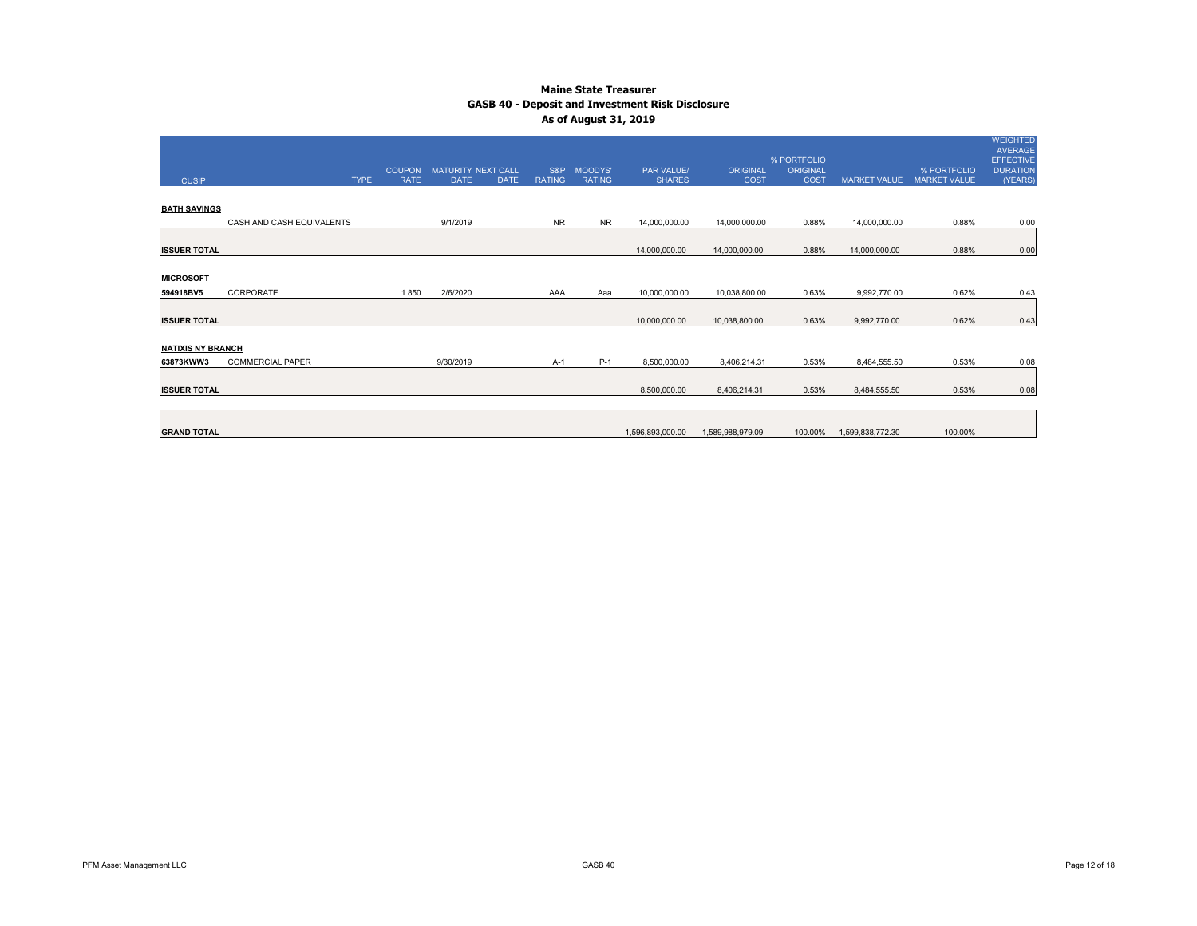# Maine State Treasurer
## GASB 40 - Deposit and Investment Risk Disclosure
### As of August 31, 2019

| CUSIP | | TYPE | COUPON RATE | MATURITY DATE | NEXT CALL DATE | S&P RATING | MOODYS' RATING | PAR VALUE/ SHARES | ORIGINAL COST | % PORTFOLIO ORIGINAL COST | MARKET VALUE | % PORTFOLIO MARKET VALUE | WEIGHTED AVERAGE EFFECTIVE DURATION (YEARS) |
|---|---|---|---|---|---|---|---|---|---|---|---|---|---|
| **BATH SAVINGS** | | | | | | | | | | | | | |
| | CASH AND CASH EQUIVALENTS | | | 9/1/2019 | | NR | NR | 14,000,000.00 | 14,000,000.00 | 0.88% | 14,000,000.00 | 0.88% | 0.00 |
| **ISSUER TOTAL** | | | | | | | | 14,000,000.00 | 14,000,000.00 | 0.88% | 14,000,000.00 | 0.88% | 0.00 |
| **MICROSOFT** | | | | | | | | | | | | | |
| 594918BV5 | CORPORATE | | 1.850 | 2/6/2020 | | AAA | Aaa | 10,000,000.00 | 10,038,800.00 | 0.63% | 9,992,770.00 | 0.62% | 0.43 |
| **ISSUER TOTAL** | | | | | | | | 10,000,000.00 | 10,038,800.00 | 0.63% | 9,992,770.00 | 0.62% | 0.43 |
| **NATIXIS NY BRANCH** | | | | | | | | | | | | | |
| 63873KWW3 | COMMERCIAL PAPER | | | 9/30/2019 | | A-1 | P-1 | 8,500,000.00 | 8,406,214.31 | 0.53% | 8,484,555.50 | 0.53% | 0.08 |
| **ISSUER TOTAL** | | | | | | | | 8,500,000.00 | 8,406,214.31 | 0.53% | 8,484,555.50 | 0.53% | 0.08 |
| **GRAND TOTAL** | | | | | | | | 1,596,893,000.00 | 1,589,988,979.09 | 100.00% | 1,599,838,772.30 | 100.00% | |

PFM Asset Management LLC

GASB 40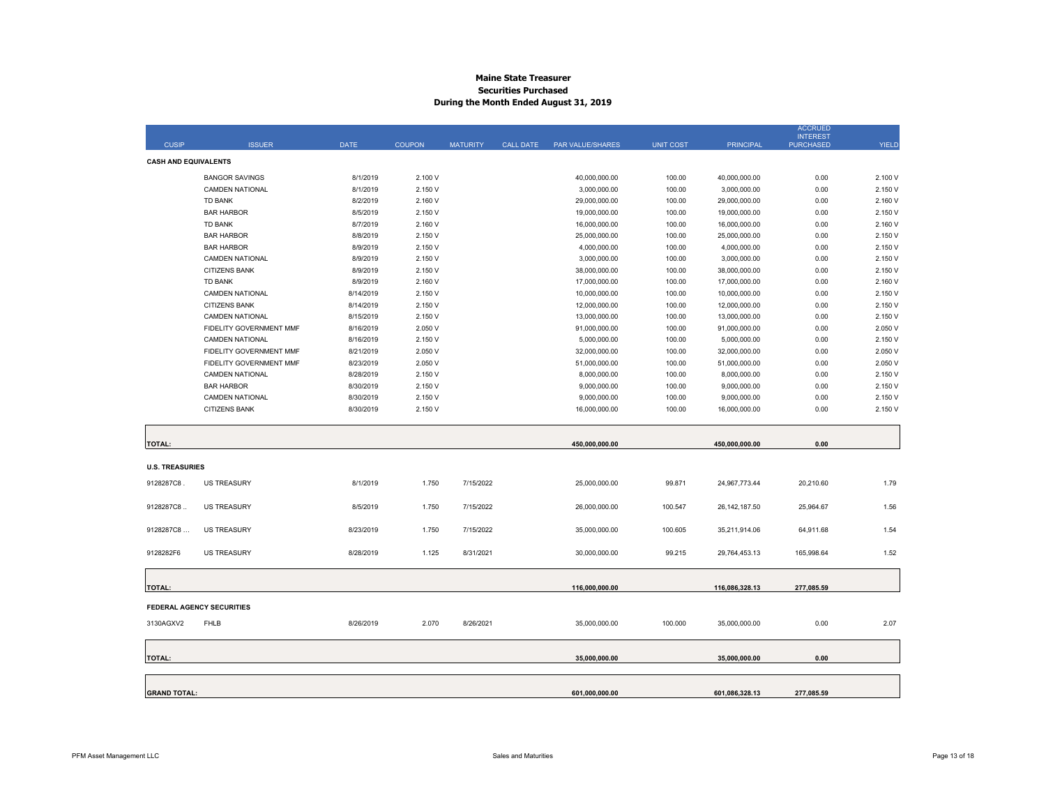# Maine State Treasurer
## Securities Purchased
## During the Month Ended August 31, 2019

| CUSIP | ISSUER | DATE | COUPON | MATURITY | CALL DATE | PAR VALUE/SHARES | UNIT COST | PRINCIPAL | ACCRUED INTEREST PURCHASED | YIELD |
|---|---|---|---|---|---|---|---|---|---|---|
| **CASH AND EQUIVALENTS** | | | | | | | | | | |
| | BANGOR SAVINGS | 8/1/2019 | 2.100 V | | | 40,000,000.00 | 100.00 | 40,000,000.00 | 0.00 | 2.100 V |
| | CAMDEN NATIONAL | 8/1/2019 | 2.150 V | | | 3,000,000.00 | 100.00 | 3,000,000.00 | 0.00 | 2.150 V |
| | TD BANK | 8/2/2019 | 2.160 V | | | 29,000,000.00 | 100.00 | 29,000,000.00 | 0.00 | 2.160 V |
| | BAR HARBOR | 8/5/2019 | 2.150 V | | | 19,000,000.00 | 100.00 | 19,000,000.00 | 0.00 | 2.150 V |
| | TD BANK | 8/7/2019 | 2.160 V | | | 16,000,000.00 | 100.00 | 16,000,000.00 | 0.00 | 2.160 V |
| | BAR HARBOR | 8/8/2019 | 2.150 V | | | 25,000,000.00 | 100.00 | 25,000,000.00 | 0.00 | 2.150 V |
| | BAR HARBOR | 8/9/2019 | 2.150 V | | | 4,000,000.00 | 100.00 | 4,000,000.00 | 0.00 | 2.150 V |
| | CAMDEN NATIONAL | 8/9/2019 | 2.150 V | | | 3,000,000.00 | 100.00 | 3,000,000.00 | 0.00 | 2.150 V |
| | CITIZENS BANK | 8/9/2019 | 2.150 V | | | 38,000,000.00 | 100.00 | 38,000,000.00 | 0.00 | 2.150 V |
| | TD BANK | 8/9/2019 | 2.160 V | | | 17,000,000.00 | 100.00 | 17,000,000.00 | 0.00 | 2.160 V |
| | CAMDEN NATIONAL | 8/14/2019 | 2.150 V | | | 10,000,000.00 | 100.00 | 10,000,000.00 | 0.00 | 2.150 V |
| | CITIZENS BANK | 8/14/2019 | 2.150 V | | | 12,000,000.00 | 100.00 | 12,000,000.00 | 0.00 | 2.150 V |
| | CAMDEN NATIONAL | 8/15/2019 | 2.150 V | | | 13,000,000.00 | 100.00 | 13,000,000.00 | 0.00 | 2.150 V |
| | FIDELITY GOVERNMENT MMF | 8/16/2019 | 2.050 V | | | 91,000,000.00 | 100.00 | 91,000,000.00 | 0.00 | 2.050 V |
| | CAMDEN NATIONAL | 8/16/2019 | 2.150 V | | | 5,000,000.00 | 100.00 | 5,000,000.00 | 0.00 | 2.150 V |
| | FIDELITY GOVERNMENT MMF | 8/21/2019 | 2.050 V | | | 32,000,000.00 | 100.00 | 32,000,000.00 | 0.00 | 2.050 V |
| | FIDELITY GOVERNMENT MMF | 8/23/2019 | 2.050 V | | | 51,000,000.00 | 100.00 | 51,000,000.00 | 0.00 | 2.050 V |
| | CAMDEN NATIONAL | 8/28/2019 | 2.150 V | | | 8,000,000.00 | 100.00 | 8,000,000.00 | 0.00 | 2.150 V |
| | BAR HARBOR | 8/30/2019 | 2.150 V | | | 9,000,000.00 | 100.00 | 9,000,000.00 | 0.00 | 2.150 V |
| | CAMDEN NATIONAL | 8/30/2019 | 2.150 V | | | 9,000,000.00 | 100.00 | 9,000,000.00 | 0.00 | 2.150 V |
| | CITIZENS BANK | 8/30/2019 | 2.150 V | | | 16,000,000.00 | 100.00 | 16,000,000.00 | 0.00 | 2.150 V |
| **TOTAL:** | | | | | | **450,000,000.00** | | **450,000,000.00** | **0.00** | |
| **U.S. TREASURIES** | | | | | | | | | | |
| 9128287C8 . | US TREASURY | 8/1/2019 | 1.750 | 7/15/2022 | | 25,000,000.00 | 99.871 | 24,967,773.44 | 20,210.60 | 1.79 |
| 9128287C8 .. | US TREASURY | 8/5/2019 | 1.750 | 7/15/2022 | | 26,000,000.00 | 100.547 | 26,142,187.50 | 25,964.67 | 1.56 |
| 9128287C8 ... | US TREASURY | 8/23/2019 | 1.750 | 7/15/2022 | | 35,000,000.00 | 100.605 | 35,211,914.06 | 64,911.68 | 1.54 |
| 9128282F6 | US TREASURY | 8/28/2019 | 1.125 | 8/31/2021 | | 30,000,000.00 | 99.215 | 29,764,453.13 | 165,998.64 | 1.52 |
| **TOTAL:** | | | | | | **116,000,000.00** | | **116,086,328.13** | **277,085.59** | |
| **FEDERAL AGENCY SECURITIES** | | | | | | | | | | |
| 3130AGXV2 | FHLB | 8/26/2019 | 2.070 | 8/26/2021 | | 35,000,000.00 | 100.000 | 35,000,000.00 | 0.00 | 2.07 |
| **TOTAL:** | | | | | | **35,000,000.00** | | **35,000,000.00** | **0.00** | |
| **GRAND TOTAL:** | | | | | | **601,000,000.00** | | **601,086,328.13** | **277,085.59** | |

PFM Asset Management LLC

Sales and Maturities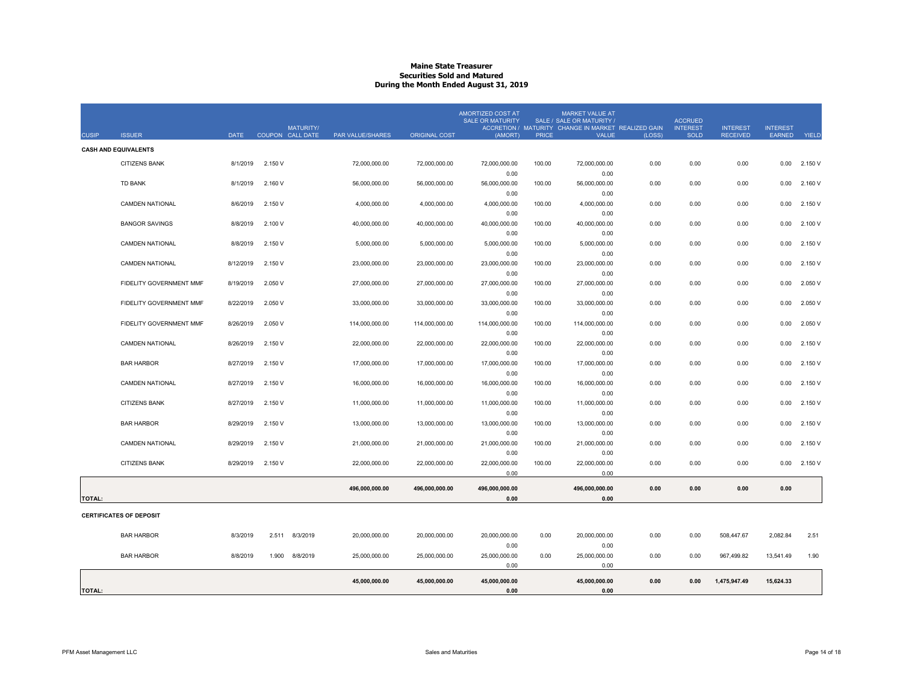# Maine State Treasurer
## Securities Sold and Matured
### During the Month Ended August 31, 2019

| CUSIP | ISSUER | DATE | COUPON | MATURITY/ CALL DATE | PAR VALUE/SHARES | ORIGINAL COST | AMORTIZED COST AT SALE OR MATURITY ACCRETION / (AMORT) | MATURITY PRICE | MARKET VALUE AT SALE / SALE OR MATURITY / CHANGE IN MARKET VALUE | REALIZED GAIN (LOSS) | ACCRUED INTEREST SOLD | INTEREST RECEIVED | INTEREST EARNED | YIELD |
|---|---|---|---|---|---|---|---|---|---|---|---|---|---|---|
| **CASH AND EQUIVALENTS** | | | | | | | | | | | | | | |
| | CITIZENS BANK | 8/1/2019 | 2.150 V | | 72,000,000.00 | 72,000,000.00 | 72,000,000.00 / 0.00 | 100.00 | 72,000,000.00 / 0.00 | 0.00 | 0.00 | 0.00 | 0.00 | 2.150 V |
| | TD BANK | 8/1/2019 | 2.160 V | | 56,000,000.00 | 56,000,000.00 | 56,000,000.00 / 0.00 | 100.00 | 56,000,000.00 / 0.00 | 0.00 | 0.00 | 0.00 | 0.00 | 2.160 V |
| | CAMDEN NATIONAL | 8/6/2019 | 2.150 V | | 4,000,000.00 | 4,000,000.00 | 4,000,000.00 / 0.00 | 100.00 | 4,000,000.00 / 0.00 | 0.00 | 0.00 | 0.00 | 0.00 | 2.150 V |
| | BANGOR SAVINGS | 8/8/2019 | 2.100 V | | 40,000,000.00 | 40,000,000.00 | 40,000,000.00 / 0.00 | 100.00 | 40,000,000.00 / 0.00 | 0.00 | 0.00 | 0.00 | 0.00 | 2.100 V |
| | CAMDEN NATIONAL | 8/8/2019 | 2.150 V | | 5,000,000.00 | 5,000,000.00 | 5,000,000.00 / 0.00 | 100.00 | 5,000,000.00 / 0.00 | 0.00 | 0.00 | 0.00 | 0.00 | 2.150 V |
| | CAMDEN NATIONAL | 8/12/2019 | 2.150 V | | 23,000,000.00 | 23,000,000.00 | 23,000,000.00 / 0.00 | 100.00 | 23,000,000.00 / 0.00 | 0.00 | 0.00 | 0.00 | 0.00 | 2.150 V |
| | FIDELITY GOVERNMENT MMF | 8/19/2019 | 2.050 V | | 27,000,000.00 | 27,000,000.00 | 27,000,000.00 / 0.00 | 100.00 | 27,000,000.00 / 0.00 | 0.00 | 0.00 | 0.00 | 0.00 | 2.050 V |
| | FIDELITY GOVERNMENT MMF | 8/22/2019 | 2.050 V | | 33,000,000.00 | 33,000,000.00 | 33,000,000.00 / 0.00 | 100.00 | 33,000,000.00 / 0.00 | 0.00 | 0.00 | 0.00 | 0.00 | 2.050 V |
| | FIDELITY GOVERNMENT MMF | 8/26/2019 | 2.050 V | | 114,000,000.00 | 114,000,000.00 | 114,000,000.00 / 0.00 | 100.00 | 114,000,000.00 / 0.00 | 0.00 | 0.00 | 0.00 | 0.00 | 2.050 V |
| | CAMDEN NATIONAL | 8/26/2019 | 2.150 V | | 22,000,000.00 | 22,000,000.00 | 22,000,000.00 / 0.00 | 100.00 | 22,000,000.00 / 0.00 | 0.00 | 0.00 | 0.00 | 0.00 | 2.150 V |
| | BAR HARBOR | 8/27/2019 | 2.150 V | | 17,000,000.00 | 17,000,000.00 | 17,000,000.00 / 0.00 | 100.00 | 17,000,000.00 / 0.00 | 0.00 | 0.00 | 0.00 | 0.00 | 2.150 V |
| | CAMDEN NATIONAL | 8/27/2019 | 2.150 V | | 16,000,000.00 | 16,000,000.00 | 16,000,000.00 / 0.00 | 100.00 | 16,000,000.00 / 0.00 | 0.00 | 0.00 | 0.00 | 0.00 | 2.150 V |
| | CITIZENS BANK | 8/27/2019 | 2.150 V | | 11,000,000.00 | 11,000,000.00 | 11,000,000.00 / 0.00 | 100.00 | 11,000,000.00 / 0.00 | 0.00 | 0.00 | 0.00 | 0.00 | 2.150 V |
| | BAR HARBOR | 8/29/2019 | 2.150 V | | 13,000,000.00 | 13,000,000.00 | 13,000,000.00 / 0.00 | 100.00 | 13,000,000.00 / 0.00 | 0.00 | 0.00 | 0.00 | 0.00 | 2.150 V |
| | CAMDEN NATIONAL | 8/29/2019 | 2.150 V | | 21,000,000.00 | 21,000,000.00 | 21,000,000.00 / 0.00 | 100.00 | 21,000,000.00 / 0.00 | 0.00 | 0.00 | 0.00 | 0.00 | 2.150 V |
| | CITIZENS BANK | 8/29/2019 | 2.150 V | | 22,000,000.00 | 22,000,000.00 | 22,000,000.00 / 0.00 | 100.00 | 22,000,000.00 / 0.00 | 0.00 | 0.00 | 0.00 | 0.00 | 2.150 V |
| **TOTAL:** | | | | | **496,000,000.00** | **496,000,000.00** | **496,000,000.00 / 0.00** | | **496,000,000.00 / 0.00** | **0.00** | **0.00** | **0.00** | **0.00** | |
| **CERTIFICATES OF DEPOSIT** | | | | | | | | | | | | | | |
| | BAR HARBOR | 8/3/2019 | 2.511 | 8/3/2019 | 20,000,000.00 | 20,000,000.00 | 20,000,000.00 / 0.00 | 0.00 | 20,000,000.00 / 0.00 | 0.00 | 0.00 | 508,447.67 | 2,082.84 | 2.51 |
| | BAR HARBOR | 8/8/2019 | 1.900 | 8/8/2019 | 25,000,000.00 | 25,000,000.00 | 25,000,000.00 / 0.00 | 0.00 | 25,000,000.00 / 0.00 | 0.00 | 0.00 | 967,499.82 | 13,541.49 | 1.90 |
| **TOTAL:** | | | | | **45,000,000.00** | **45,000,000.00** | **45,000,000.00 / 0.00** | | **45,000,000.00 / 0.00** | **0.00** | **0.00** | **1,475,947.49** | **15,624.33** | |

PFM Asset Management LLC — Sales and Maturities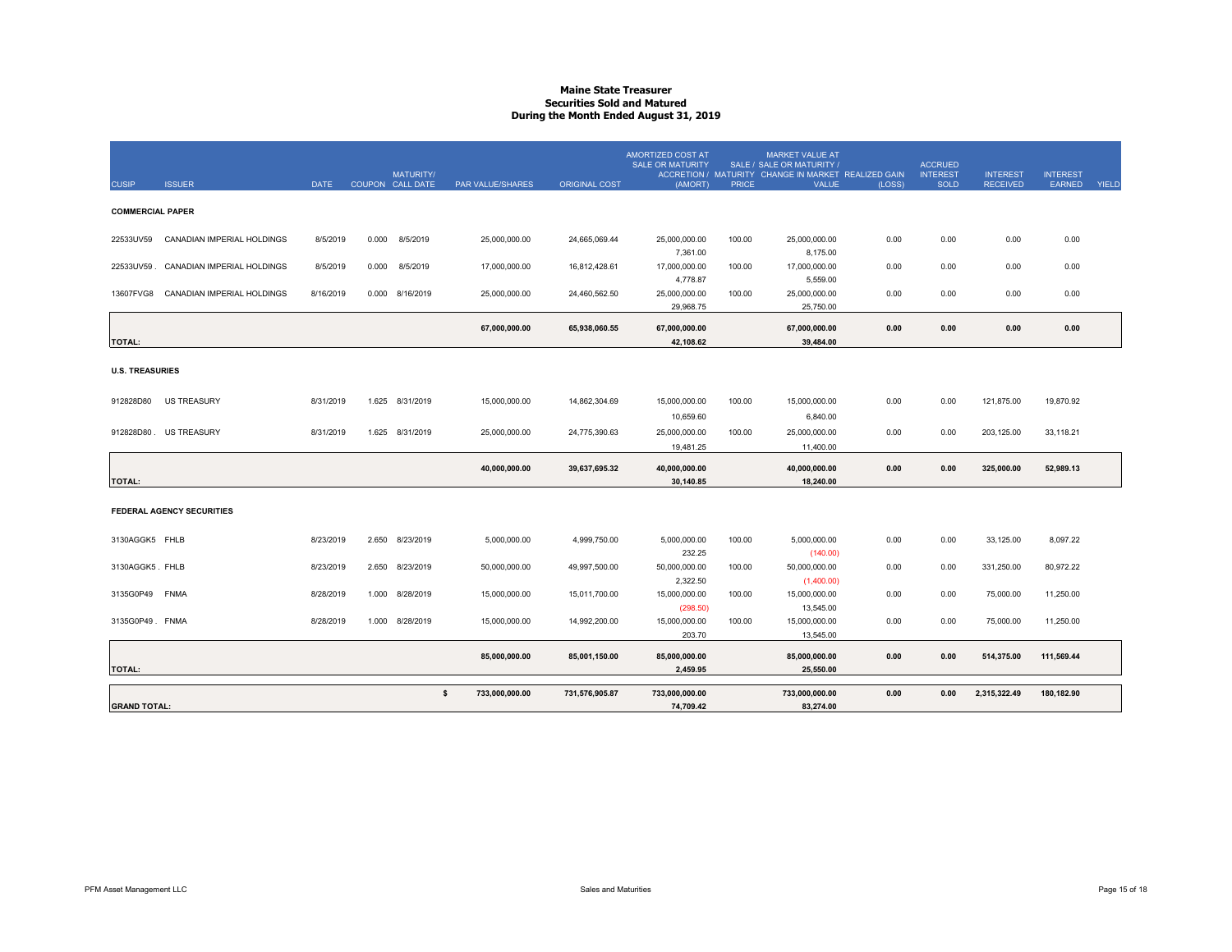# Maine State Treasurer
## Securities Sold and Matured
### During the Month Ended August 31, 2019

| CUSIP | ISSUER | DATE | COUPON | MATURITY/ CALL DATE | PAR VALUE/SHARES | ORIGINAL COST | AMORTIZED COST AT SALE OR MATURITY ACCRETION / (AMORT) | SALE / MATURITY PRICE | MARKET VALUE AT SALE OR MATURITY / CHANGE IN MARKET VALUE | REALIZED GAIN (LOSS) | ACCRUED INTEREST SOLD | INTEREST RECEIVED | INTEREST EARNED | YIELD |
|---|---|---|---|---|---|---|---|---|---|---|---|---|---|---|
| **COMMERCIAL PAPER** | | | | | | | | | | | | | | |
| 22533UV59 | CANADIAN IMPERIAL HOLDINGS | 8/5/2019 | 0.000 | 8/5/2019 | 25,000,000.00 | 24,665,069.44 | 25,000,000.00 | 100.00 | 25,000,000.00 | 0.00 | 0.00 | 0.00 | 0.00 | |
| | | | | | | | 7,361.00 | | 8,175.00 | | | | | |
| 22533UV59 . | CANADIAN IMPERIAL HOLDINGS | 8/5/2019 | 0.000 | 8/5/2019 | 17,000,000.00 | 16,812,428.61 | 17,000,000.00 | 100.00 | 17,000,000.00 | 0.00 | 0.00 | 0.00 | 0.00 | |
| | | | | | | | 4,778.87 | | 5,559.00 | | | | | |
| 13607FVG8 | CANADIAN IMPERIAL HOLDINGS | 8/16/2019 | 0.000 | 8/16/2019 | 25,000,000.00 | 24,460,562.50 | 25,000,000.00 | 100.00 | 25,000,000.00 | 0.00 | 0.00 | 0.00 | 0.00 | |
| | | | | | | | 29,968.75 | | 25,750.00 | | | | | |
| **TOTAL:** | | | | | **67,000,000.00** | **65,938,060.55** | **67,000,000.00** | | **67,000,000.00** | **0.00** | **0.00** | **0.00** | **0.00** | |
| | | | | | | | **42,108.62** | | **39,484.00** | | | | | |
| **U.S. TREASURIES** | | | | | | | | | | | | | | |
| 912828D80 | US TREASURY | 8/31/2019 | 1.625 | 8/31/2019 | 15,000,000.00 | 14,862,304.69 | 15,000,000.00 | 100.00 | 15,000,000.00 | 0.00 | 0.00 | 121,875.00 | 19,870.92 | |
| | | | | | | | 10,659.60 | | 6,840.00 | | | | | |
| 912828D80 . | US TREASURY | 8/31/2019 | 1.625 | 8/31/2019 | 25,000,000.00 | 24,775,390.63 | 25,000,000.00 | 100.00 | 25,000,000.00 | 0.00 | 0.00 | 203,125.00 | 33,118.21 | |
| | | | | | | | 19,481.25 | | 11,400.00 | | | | | |
| **TOTAL:** | | | | | **40,000,000.00** | **39,637,695.32** | **40,000,000.00** | | **40,000,000.00** | **0.00** | **0.00** | **325,000.00** | **52,989.13** | |
| | | | | | | | **30,140.85** | | **18,240.00** | | | | | |
| **FEDERAL AGENCY SECURITIES** | | | | | | | | | | | | | | |
| 3130AGGK5 | FHLB | 8/23/2019 | 2.650 | 8/23/2019 | 5,000,000.00 | 4,999,750.00 | 5,000,000.00 | 100.00 | 5,000,000.00 | 0.00 | 0.00 | 33,125.00 | 8,097.22 | |
| | | | | | | | 232.25 | | (140.00) | | | | | |
| 3130AGGK5 . | FHLB | 8/23/2019 | 2.650 | 8/23/2019 | 50,000,000.00 | 49,997,500.00 | 50,000,000.00 | 100.00 | 50,000,000.00 | 0.00 | 0.00 | 331,250.00 | 80,972.22 | |
| | | | | | | | 2,322.50 | | (1,400.00) | | | | | |
| 3135G0P49 | FNMA | 8/28/2019 | 1.000 | 8/28/2019 | 15,000,000.00 | 15,011,700.00 | 15,000,000.00 | 100.00 | 15,000,000.00 | 0.00 | 0.00 | 75,000.00 | 11,250.00 | |
| | | | | | | | (298.50) | | 13,545.00 | | | | | |
| 3135G0P49 . | FNMA | 8/28/2019 | 1.000 | 8/28/2019 | 15,000,000.00 | 14,992,200.00 | 15,000,000.00 | 100.00 | 15,000,000.00 | 0.00 | 0.00 | 75,000.00 | 11,250.00 | |
| | | | | | | | 203.70 | | 13,545.00 | | | | | |
| **TOTAL:** | | | | | **85,000,000.00** | **85,001,150.00** | **85,000,000.00** | | **85,000,000.00** | **0.00** | **0.00** | **514,375.00** | **111,569.44** | |
| | | | | | | | **2,459.95** | | **25,550.00** | | | | | |
| **GRAND TOTAL:** | | | | | **$ 733,000,000.00** | **731,576,905.87** | **733,000,000.00** | | **733,000,000.00** | **0.00** | **0.00** | **2,315,322.49** | **180,182.90** | |
| | | | | | | | **74,709.42** | | **83,274.00** | | | | | |

PFM Asset Management LLC — Sales and Maturities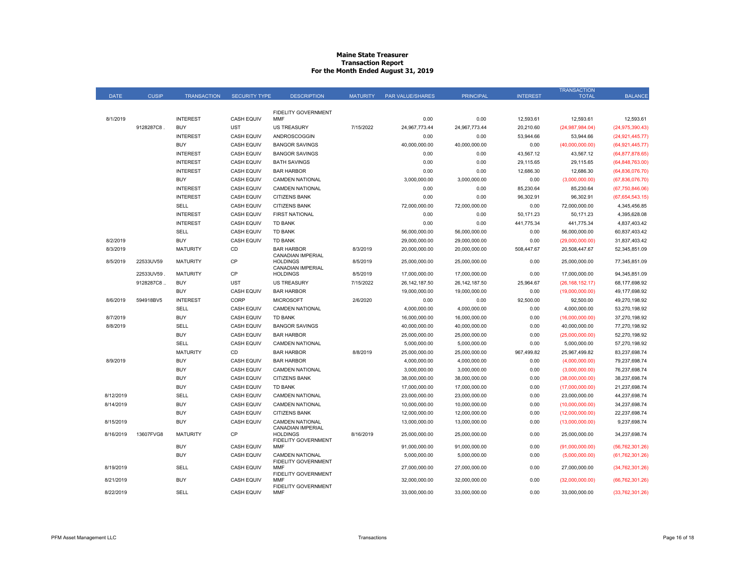# Maine State Treasurer
## Transaction Report
### For the Month Ended August 31, 2019

| DATE | CUSIP | TRANSACTION | SECURITY TYPE | DESCRIPTION | MATURITY | PAR VALUE/SHARES | PRINCIPAL | INTEREST | TRANSACTION TOTAL | BALANCE |
|---|---|---|---|---|---|---|---|---|---|---|
| 8/1/2019 | | INTEREST | CASH EQUIV | FIDELITY GOVERNMENT MMF | | 0.00 | 0.00 | 12,593.61 | 12,593.61 | 12,593.61 |
| | 9128287C8 . | BUY | UST | US TREASURY | 7/15/2022 | 24,967,773.44 | 24,967,773.44 | 20,210.60 | (24,987,984.04) | (24,975,390.43) |
| | | INTEREST | CASH EQUIV | ANDROSCOGGIN | | 0.00 | 0.00 | 53,944.66 | 53,944.66 | (24,921,445.77) |
| | | BUY | CASH EQUIV | BANGOR SAVINGS | | 40,000,000.00 | 40,000,000.00 | 0.00 | (40,000,000.00) | (64,921,445.77) |
| | | INTEREST | CASH EQUIV | BANGOR SAVINGS | | 0.00 | 0.00 | 43,567.12 | 43,567.12 | (64,877,878.65) |
| | | INTEREST | CASH EQUIV | BATH SAVINGS | | 0.00 | 0.00 | 29,115.65 | 29,115.65 | (64,848,763.00) |
| | | INTEREST | CASH EQUIV | BAR HARBOR | | 0.00 | 0.00 | 12,686.30 | 12,686.30 | (64,836,076.70) |
| | | BUY | CASH EQUIV | CAMDEN NATIONAL | | 3,000,000.00 | 3,000,000.00 | 0.00 | (3,000,000.00) | (67,836,076.70) |
| | | INTEREST | CASH EQUIV | CAMDEN NATIONAL | | 0.00 | 0.00 | 85,230.64 | 85,230.64 | (67,750,846.06) |
| | | INTEREST | CASH EQUIV | CITIZENS BANK | | 0.00 | 0.00 | 96,302.91 | 96,302.91 | (67,654,543.15) |
| | | SELL | CASH EQUIV | CITIZENS BANK | | 72,000,000.00 | 72,000,000.00 | 0.00 | 72,000,000.00 | 4,345,456.85 |
| | | INTEREST | CASH EQUIV | FIRST NATIONAL | | 0.00 | 0.00 | 50,171.23 | 50,171.23 | 4,395,628.08 |
| | | INTEREST | CASH EQUIV | TD BANK | | 0.00 | 0.00 | 441,775.34 | 441,775.34 | 4,837,403.42 |
| | | SELL | CASH EQUIV | TD BANK | | 56,000,000.00 | 56,000,000.00 | 0.00 | 56,000,000.00 | 60,837,403.42 |
| 8/2/2019 | | BUY | CASH EQUIV | TD BANK | | 29,000,000.00 | 29,000,000.00 | 0.00 | (29,000,000.00) | 31,837,403.42 |
| 8/3/2019 | | MATURITY | CD | BAR HARBOR | 8/3/2019 | 20,000,000.00 | 20,000,000.00 | 508,447.67 | 20,508,447.67 | 52,345,851.09 |
| 8/5/2019 | 22533UV59 | MATURITY | CP | CANADIAN IMPERIAL HOLDINGS | 8/5/2019 | 25,000,000.00 | 25,000,000.00 | 0.00 | 25,000,000.00 | 77,345,851.09 |
| | 22533UV59 . | MATURITY | CP | CANADIAN IMPERIAL HOLDINGS | 8/5/2019 | 17,000,000.00 | 17,000,000.00 | 0.00 | 17,000,000.00 | 94,345,851.09 |
| | 9128287C8 .. | BUY | UST | US TREASURY | 7/15/2022 | 26,142,187.50 | 26,142,187.50 | 25,964.67 | (26,168,152.17) | 68,177,698.92 |
| | | BUY | CASH EQUIV | BAR HARBOR | | 19,000,000.00 | 19,000,000.00 | 0.00 | (19,000,000.00) | 49,177,698.92 |
| 8/6/2019 | 594918BV5 | INTEREST | CORP | MICROSOFT | 2/6/2020 | 0.00 | 0.00 | 92,500.00 | 92,500.00 | 49,270,198.92 |
| | | SELL | CASH EQUIV | CAMDEN NATIONAL | | 4,000,000.00 | 4,000,000.00 | 0.00 | 4,000,000.00 | 53,270,198.92 |
| 8/7/2019 | | BUY | CASH EQUIV | TD BANK | | 16,000,000.00 | 16,000,000.00 | 0.00 | (16,000,000.00) | 37,270,198.92 |
| 8/8/2019 | | SELL | CASH EQUIV | BANGOR SAVINGS | | 40,000,000.00 | 40,000,000.00 | 0.00 | 40,000,000.00 | 77,270,198.92 |
| | | BUY | CASH EQUIV | BAR HARBOR | | 25,000,000.00 | 25,000,000.00 | 0.00 | (25,000,000.00) | 52,270,198.92 |
| | | SELL | CASH EQUIV | CAMDEN NATIONAL | | 5,000,000.00 | 5,000,000.00 | 0.00 | 5,000,000.00 | 57,270,198.92 |
| | | MATURITY | CD | BAR HARBOR | 8/8/2019 | 25,000,000.00 | 25,000,000.00 | 967,499.82 | 25,967,499.82 | 83,237,698.74 |
| 8/9/2019 | | BUY | CASH EQUIV | BAR HARBOR | | 4,000,000.00 | 4,000,000.00 | 0.00 | (4,000,000.00) | 79,237,698.74 |
| | | BUY | CASH EQUIV | CAMDEN NATIONAL | | 3,000,000.00 | 3,000,000.00 | 0.00 | (3,000,000.00) | 76,237,698.74 |
| | | BUY | CASH EQUIV | CITIZENS BANK | | 38,000,000.00 | 38,000,000.00 | 0.00 | (38,000,000.00) | 38,237,698.74 |
| | | BUY | CASH EQUIV | TD BANK | | 17,000,000.00 | 17,000,000.00 | 0.00 | (17,000,000.00) | 21,237,698.74 |
| 8/12/2019 | | SELL | CASH EQUIV | CAMDEN NATIONAL | | 23,000,000.00 | 23,000,000.00 | 0.00 | 23,000,000.00 | 44,237,698.74 |
| 8/14/2019 | | BUY | CASH EQUIV | CAMDEN NATIONAL | | 10,000,000.00 | 10,000,000.00 | 0.00 | (10,000,000.00) | 34,237,698.74 |
| | | BUY | CASH EQUIV | CITIZENS BANK | | 12,000,000.00 | 12,000,000.00 | 0.00 | (12,000,000.00) | 22,237,698.74 |
| 8/15/2019 | | BUY | CASH EQUIV | CAMDEN NATIONAL | | 13,000,000.00 | 13,000,000.00 | 0.00 | (13,000,000.00) | 9,237,698.74 |
| 8/16/2019 | 13607FVG8 | MATURITY | CP | CANADIAN IMPERIAL HOLDINGS | 8/16/2019 | 25,000,000.00 | 25,000,000.00 | 0.00 | 25,000,000.00 | 34,237,698.74 |
| | | BUY | CASH EQUIV | FIDELITY GOVERNMENT MMF | | 91,000,000.00 | 91,000,000.00 | 0.00 | (91,000,000.00) | (56,762,301.26) |
| | | BUY | CASH EQUIV | CAMDEN NATIONAL | | 5,000,000.00 | 5,000,000.00 | 0.00 | (5,000,000.00) | (61,762,301.26) |
| 8/19/2019 | | SELL | CASH EQUIV | FIDELITY GOVERNMENT MMF | | 27,000,000.00 | 27,000,000.00 | 0.00 | 27,000,000.00 | (34,762,301.26) |
| 8/21/2019 | | BUY | CASH EQUIV | FIDELITY GOVERNMENT MMF | | 32,000,000.00 | 32,000,000.00 | 0.00 | (32,000,000.00) | (66,762,301.26) |
| 8/22/2019 | | SELL | CASH EQUIV | FIDELITY GOVERNMENT MMF | | 33,000,000.00 | 33,000,000.00 | 0.00 | 33,000,000.00 | (33,762,301.26) |

PFM Asset Management LLC — Transactions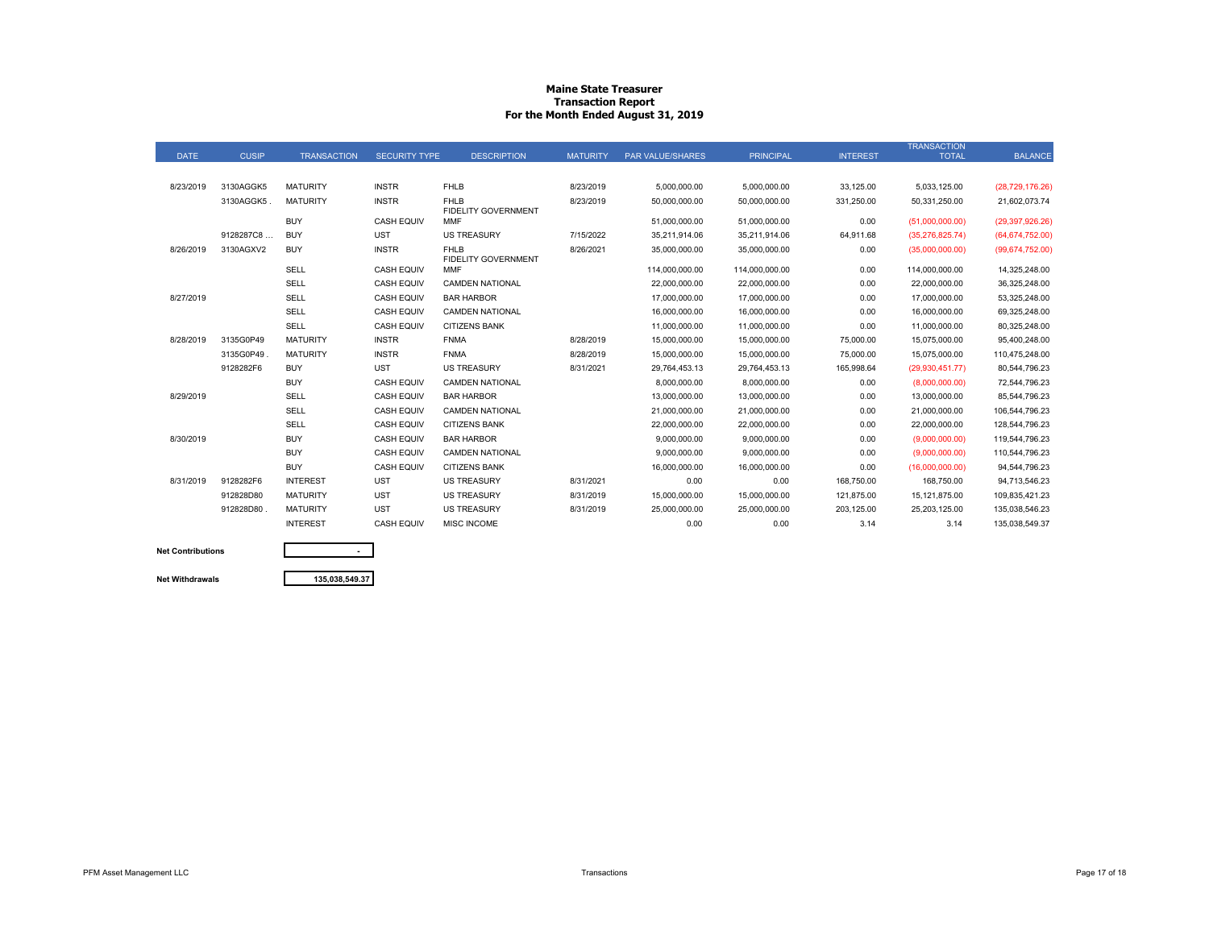# Maine State Treasurer
## Transaction Report
### For the Month Ended August 31, 2019

| DATE | CUSIP | TRANSACTION | SECURITY TYPE | DESCRIPTION | MATURITY | PAR VALUE/SHARES | PRINCIPAL | INTEREST | TRANSACTION TOTAL | BALANCE |
|---|---|---|---|---|---|---|---|---|---|---|
| 8/23/2019 | 3130AGGK5 | MATURITY | INSTR | FHLB | 8/23/2019 | 5,000,000.00 | 5,000,000.00 | 33,125.00 | 5,033,125.00 | (28,729,176.26) |
| | 3130AGGK5 . | MATURITY | INSTR | FHLB | 8/23/2019 | 50,000,000.00 | 50,000,000.00 | 331,250.00 | 50,331,250.00 | 21,602,073.74 |
| | | BUY | CASH EQUIV | FIDELITY GOVERNMENT MMF | | 51,000,000.00 | 51,000,000.00 | 0.00 | (51,000,000.00) | (29,397,926.26) |
| | 9128287C8 ... | BUY | UST | US TREASURY | 7/15/2022 | 35,211,914.06 | 35,211,914.06 | 64,911.68 | (35,276,825.74) | (64,674,752.00) |
| 8/26/2019 | 3130AGXV2 | BUY | INSTR | FHLB | 8/26/2021 | 35,000,000.00 | 35,000,000.00 | 0.00 | (35,000,000.00) | (99,674,752.00) |
| | | SELL | CASH EQUIV | FIDELITY GOVERNMENT MMF | | 114,000,000.00 | 114,000,000.00 | 0.00 | 114,000,000.00 | 14,325,248.00 |
| | | SELL | CASH EQUIV | CAMDEN NATIONAL | | 22,000,000.00 | 22,000,000.00 | 0.00 | 22,000,000.00 | 36,325,248.00 |
| 8/27/2019 | | SELL | CASH EQUIV | BAR HARBOR | | 17,000,000.00 | 17,000,000.00 | 0.00 | 17,000,000.00 | 53,325,248.00 |
| | | SELL | CASH EQUIV | CAMDEN NATIONAL | | 16,000,000.00 | 16,000,000.00 | 0.00 | 16,000,000.00 | 69,325,248.00 |
| | | SELL | CASH EQUIV | CITIZENS BANK | | 11,000,000.00 | 11,000,000.00 | 0.00 | 11,000,000.00 | 80,325,248.00 |
| 8/28/2019 | 3135G0P49 | MATURITY | INSTR | FNMA | 8/28/2019 | 15,000,000.00 | 15,000,000.00 | 75,000.00 | 15,075,000.00 | 95,400,248.00 |
| | 3135G0P49 . | MATURITY | INSTR | FNMA | 8/28/2019 | 15,000,000.00 | 15,000,000.00 | 75,000.00 | 15,075,000.00 | 110,475,248.00 |
| | 9128282F6 | BUY | UST | US TREASURY | 8/31/2021 | 29,764,453.13 | 29,764,453.13 | 165,998.64 | (29,930,451.77) | 80,544,796.23 |
| | | BUY | CASH EQUIV | CAMDEN NATIONAL | | 8,000,000.00 | 8,000,000.00 | 0.00 | (8,000,000.00) | 72,544,796.23 |
| 8/29/2019 | | SELL | CASH EQUIV | BAR HARBOR | | 13,000,000.00 | 13,000,000.00 | 0.00 | 13,000,000.00 | 85,544,796.23 |
| | | SELL | CASH EQUIV | CAMDEN NATIONAL | | 21,000,000.00 | 21,000,000.00 | 0.00 | 21,000,000.00 | 106,544,796.23 |
| | | SELL | CASH EQUIV | CITIZENS BANK | | 22,000,000.00 | 22,000,000.00 | 0.00 | 22,000,000.00 | 128,544,796.23 |
| 8/30/2019 | | BUY | CASH EQUIV | BAR HARBOR | | 9,000,000.00 | 9,000,000.00 | 0.00 | (9,000,000.00) | 119,544,796.23 |
| | | BUY | CASH EQUIV | CAMDEN NATIONAL | | 9,000,000.00 | 9,000,000.00 | 0.00 | (9,000,000.00) | 110,544,796.23 |
| | | BUY | CASH EQUIV | CITIZENS BANK | | 16,000,000.00 | 16,000,000.00 | 0.00 | (16,000,000.00) | 94,544,796.23 |
| 8/31/2019 | 9128282F6 | INTEREST | UST | US TREASURY | 8/31/2021 | 0.00 | 0.00 | 168,750.00 | 168,750.00 | 94,713,546.23 |
| | 912828D80 | MATURITY | UST | US TREASURY | 8/31/2019 | 15,000,000.00 | 15,000,000.00 | 121,875.00 | 15,121,875.00 | 109,835,421.23 |
| | 912828D80 . | MATURITY | UST | US TREASURY | 8/31/2019 | 25,000,000.00 | 25,000,000.00 | 203,125.00 | 25,203,125.00 | 135,038,546.23 |
| | | INTEREST | CASH EQUIV | MISC INCOME | | 0.00 | 0.00 | 3.14 | 3.14 | 135,038,549.37 |

| | |
|---|---|
| **Net Contributions** | - |
| **Net Withdrawals** | 135,038,549.37 |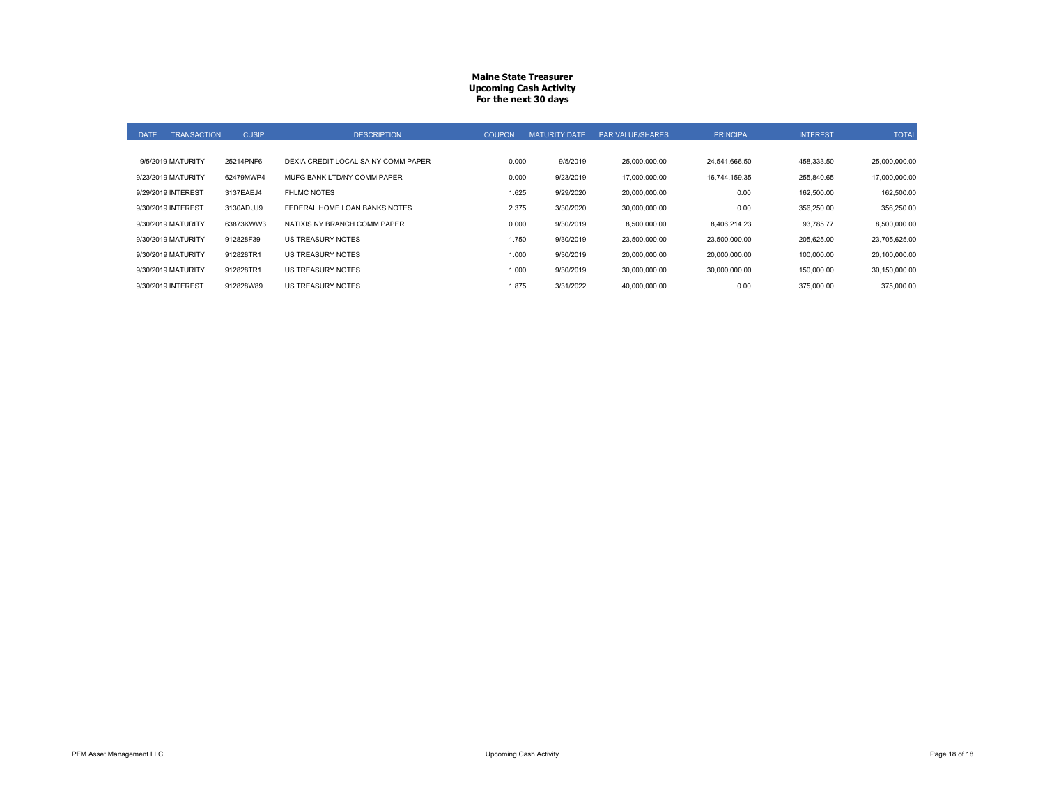# Maine State Treasurer
## Upcoming Cash Activity
### For the next 30 days

| DATE | TRANSACTION | CUSIP | DESCRIPTION | COUPON | MATURITY DATE | PAR VALUE/SHARES | PRINCIPAL | INTEREST | TOTAL |
|---|---|---|---|---|---|---|---|---|---|
| 9/5/2019 | MATURITY | 25214PNF6 | DEXIA CREDIT LOCAL SA NY COMM PAPER | 0.000 | 9/5/2019 | 25,000,000.00 | 24,541,666.50 | 458,333.50 | 25,000,000.00 |
| 9/23/2019 | MATURITY | 62479MWP4 | MUFG BANK LTD/NY COMM PAPER | 0.000 | 9/23/2019 | 17,000,000.00 | 16,744,159.35 | 255,840.65 | 17,000,000.00 |
| 9/29/2019 | INTEREST | 3137EAEJ4 | FHLMC NOTES | 1.625 | 9/29/2020 | 20,000,000.00 | 0.00 | 162,500.00 | 162,500.00 |
| 9/30/2019 | INTEREST | 3130ADUJ9 | FEDERAL HOME LOAN BANKS NOTES | 2.375 | 3/30/2020 | 30,000,000.00 | 0.00 | 356,250.00 | 356,250.00 |
| 9/30/2019 | MATURITY | 63873KWW3 | NATIXIS NY BRANCH COMM PAPER | 0.000 | 9/30/2019 | 8,500,000.00 | 8,406,214.23 | 93,785.77 | 8,500,000.00 |
| 9/30/2019 | MATURITY | 912828F39 | US TREASURY NOTES | 1.750 | 9/30/2019 | 23,500,000.00 | 23,500,000.00 | 205,625.00 | 23,705,625.00 |
| 9/30/2019 | MATURITY | 912828TR1 | US TREASURY NOTES | 1.000 | 9/30/2019 | 20,000,000.00 | 20,000,000.00 | 100,000.00 | 20,100,000.00 |
| 9/30/2019 | MATURITY | 912828TR1 | US TREASURY NOTES | 1.000 | 9/30/2019 | 30,000,000.00 | 30,000,000.00 | 150,000.00 | 30,150,000.00 |
| 9/30/2019 | INTEREST | 912828W89 | US TREASURY NOTES | 1.875 | 3/31/2022 | 40,000,000.00 | 0.00 | 375,000.00 | 375,000.00 |